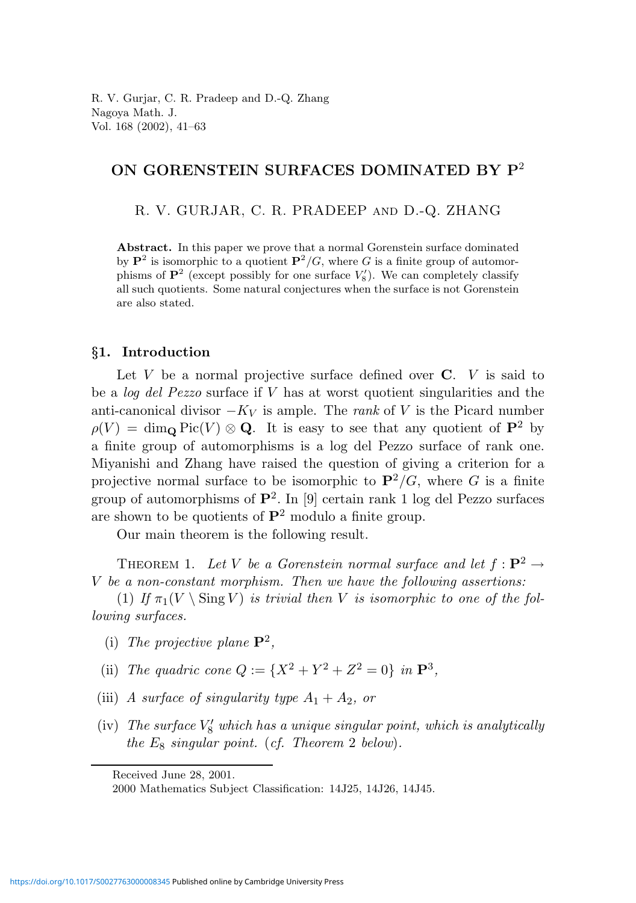R. V. Gurjar, C. R. Pradeep and D.-Q. Zhang
Nagoya Math. J.
Vol. 168 (2002), 41–63

# ON GORENSTEIN SURFACES DOMINATED BY $\mathbf{P}^2$

R. V. GURJAR, C. R. PRADEEP AND D.-Q. ZHANG

**Abstract.** In this paper we prove that a normal Gorenstein surface dominated by $\mathbf{P}^2$ is isomorphic to a quotient $\mathbf{P}^2/G$, where $G$ is a finite group of automorphisms of $\mathbf{P}^2$ (except possibly for one surface $V_8'$). We can completely classify all such quotients. Some natural conjectures when the surface is not Gorenstein are also stated.

## §1. Introduction

Let $V$ be a normal projective surface defined over $\mathbf{C}$. $V$ is said to be a *log del Pezzo* surface if $V$ has at worst quotient singularities and the anti-canonical divisor $-K_V$ is ample. The *rank* of $V$ is the Picard number $\rho(V) = \dim_{\mathbf{Q}} \operatorname{Pic}(V) \otimes \mathbf{Q}$. It is easy to see that any quotient of $\mathbf{P}^2$ by a finite group of automorphisms is a log del Pezzo surface of rank one. Miyanishi and Zhang have raised the question of giving a criterion for a projective normal surface to be isomorphic to $\mathbf{P}^2/G$, where $G$ is a finite group of automorphisms of $\mathbf{P}^2$. In [9] certain rank 1 log del Pezzo surfaces are shown to be quotients of $\mathbf{P}^2$ modulo a finite group.

Our main theorem is the following result.

Theorem 1. *Let $V$ be a Gorenstein normal surface and let $f : \mathbf{P}^2 \to V$ be a non-constant morphism. Then we have the following assertions:*

(1) *If $\pi_1(V \setminus \operatorname{Sing} V)$ is trivial then $V$ is isomorphic to one of the following surfaces.*

- (i) *The projective plane $\mathbf{P}^2$,*
- (ii) *The quadric cone $Q := \{X^2 + Y^2 + Z^2 = 0\}$ in $\mathbf{P}^3$,*
- (iii) *A surface of singularity type $A_1 + A_2$, or*
- (iv) *The surface $V_8'$ which has a unique singular point, which is analytically the $E_8$ singular point.* (*cf. Theorem* 2 *below*).

Received June 28, 2001.
2000 Mathematics Subject Classification: 14J25, 14J26, 14J45.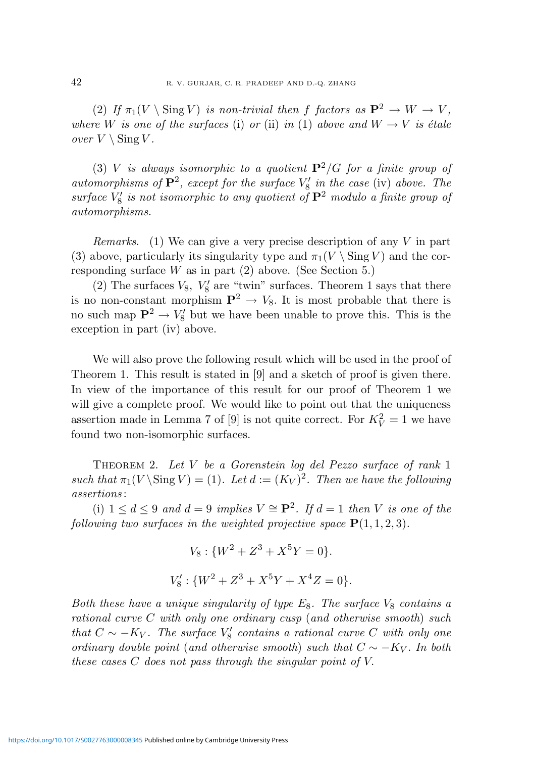(2) *If* $\pi_1(V \setminus \operatorname{Sing} V)$ *is non-trivial then* $f$ *factors as* $\mathbf{P}^2 \to W \to V$, *where* $W$ *is one of the surfaces* (i) *or* (ii) *in* (1) *above and* $W \to V$ *is étale over* $V \setminus \operatorname{Sing} V$.

(3) $V$ *is always isomorphic to a quotient* $\mathbf{P}^2/G$ *for a finite group of automorphisms of* $\mathbf{P}^2$, *except for the surface* $V_8'$ *in the case* (iv) *above. The surface* $V_8'$ *is not isomorphic to any quotient of* $\mathbf{P}^2$ *modulo a finite group of automorphisms.*

*Remarks*. (1) We can give a very precise description of any $V$ in part (3) above, particularly its singularity type and $\pi_1(V \setminus \operatorname{Sing} V)$ and the corresponding surface $W$ as in part (2) above. (See Section 5.)

(2) The surfaces $V_8$, $V_8'$ are "twin" surfaces. Theorem 1 says that there is no non-constant morphism $\mathbf{P}^2 \to V_8$. It is most probable that there is no such map $\mathbf{P}^2 \to V_8'$ but we have been unable to prove this. This is the exception in part (iv) above.

We will also prove the following result which will be used in the proof of Theorem 1. This result is stated in [9] and a sketch of proof is given there. In view of the importance of this result for our proof of Theorem 1 we will give a complete proof. We would like to point out that the uniqueness assertion made in Lemma 7 of [9] is not quite correct. For $K_V^2 = 1$ we have found two non-isomorphic surfaces.

Theorem 2. *Let* $V$ *be a Gorenstein log del Pezzo surface of rank* 1 *such that* $\pi_1(V \setminus \operatorname{Sing} V) = (1)$. *Let* $d := (K_V)^2$. *Then we have the following assertions*:

(i) $1 \le d \le 9$ *and* $d = 9$ *implies* $V \cong \mathbf{P}^2$. *If* $d = 1$ *then* $V$ *is one of the following two surfaces in the weighted projective space* $\mathbf{P}(1, 1, 2, 3)$.

$$V_8 : \{W^2 + Z^3 + X^5 Y = 0\}.$$

$$V_8' : \{W^2 + Z^3 + X^5 Y + X^4 Z = 0\}.$$

*Both these have a unique singularity of type* $E_8$. *The surface* $V_8$ *contains a rational curve* $C$ *with only one ordinary cusp* (*and otherwise smooth*) *such that* $C \sim -K_V$. *The surface* $V_8'$ *contains a rational curve* $C$ *with only one ordinary double point* (*and otherwise smooth*) *such that* $C \sim -K_V$. *In both these cases* $C$ *does not pass through the singular point of* $V$.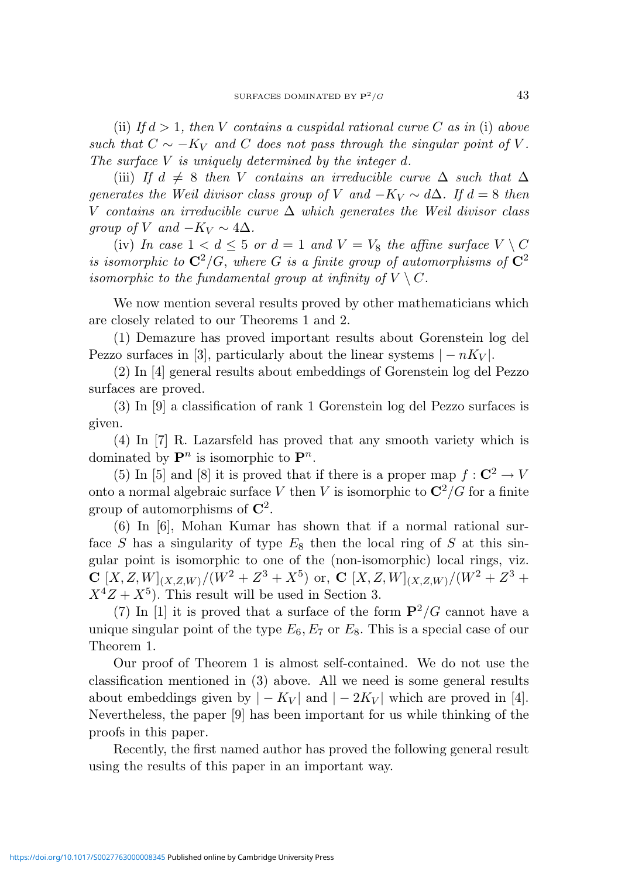(ii) *If* $d > 1$, *then* $V$ *contains a cuspidal rational curve* $C$ *as in* (i) *above such that* $C \sim -K_V$ *and* $C$ *does not pass through the singular point of* $V$. *The surface* $V$ *is uniquely determined by the integer* $d$.

(iii) *If* $d \neq 8$ *then* $V$ *contains an irreducible curve* $\Delta$ *such that* $\Delta$ *generates the Weil divisor class group of* $V$ *and* $-K_V \sim d\Delta$. *If* $d = 8$ *then* $V$ *contains an irreducible curve* $\Delta$ *which generates the Weil divisor class group of* $V$ *and* $-K_V \sim 4\Delta$.

(iv) *In case* $1 < d \leq 5$ *or* $d = 1$ *and* $V = V_8$ *the affine surface* $V \setminus C$ *is isomorphic to* $\mathbf{C}^2/G$, *where* $G$ *is a finite group of automorphisms of* $\mathbf{C}^2$ *isomorphic to the fundamental group at infinity of* $V \setminus C$.

We now mention several results proved by other mathematicians which are closely related to our Theorems 1 and 2.

(1) Demazure has proved important results about Gorenstein log del Pezzo surfaces in [3], particularly about the linear systems $|-nK_V|$.

(2) In [4] general results about embeddings of Gorenstein log del Pezzo surfaces are proved.

(3) In [9] a classification of rank 1 Gorenstein log del Pezzo surfaces is given.

(4) In [7] R. Lazarsfeld has proved that any smooth variety which is dominated by $\mathbf{P}^n$ is isomorphic to $\mathbf{P}^n$.

(5) In [5] and [8] it is proved that if there is a proper map $f : \mathbf{C}^2 \to V$ onto a normal algebraic surface $V$ then $V$ is isomorphic to $\mathbf{C}^2/G$ for a finite group of automorphisms of $\mathbf{C}^2$.

(6) In [6], Mohan Kumar has shown that if a normal rational surface $S$ has a singularity of type $E_8$ then the local ring of $S$ at this singular point is isomorphic to one of the (non-isomorphic) local rings, viz. $\mathbf{C}\ [X, Z, W]_{(X,Z,W)}/(W^2 + Z^3 + X^5)$ or, $\mathbf{C}\ [X, Z, W]_{(X,Z,W)}/(W^2 + Z^3 + X^4Z + X^5)$. This result will be used in Section 3.

(7) In [1] it is proved that a surface of the form $\mathbf{P}^2/G$ cannot have a unique singular point of the type $E_6, E_7$ or $E_8$. This is a special case of our Theorem 1.

Our proof of Theorem 1 is almost self-contained. We do not use the classification mentioned in (3) above. All we need is some general results about embeddings given by $|-K_V|$ and $|-2K_V|$ which are proved in [4]. Nevertheless, the paper [9] has been important for us while thinking of the proofs in this paper.

Recently, the first named author has proved the following general result using the results of this paper in an important way.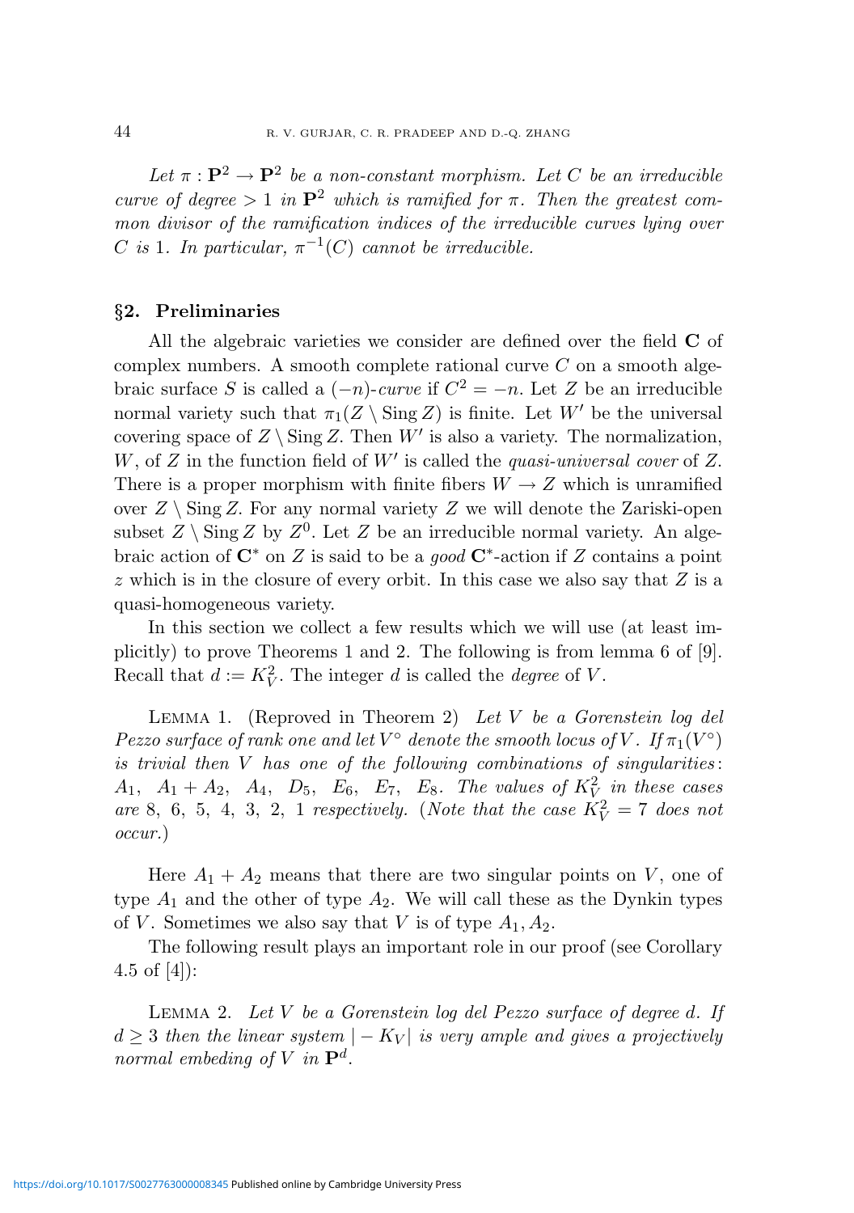*Let $\pi : \mathbf{P}^2 \to \mathbf{P}^2$ be a non-constant morphism. Let $C$ be an irreducible curve of degree $> 1$ in $\mathbf{P}^2$ which is ramified for $\pi$. Then the greatest common divisor of the ramification indices of the irreducible curves lying over $C$ is 1. In particular, $\pi^{-1}(C)$ cannot be irreducible.*

## §2. Preliminaries

All the algebraic varieties we consider are defined over the field $\mathbf{C}$ of complex numbers. A smooth complete rational curve $C$ on a smooth algebraic surface $S$ is called a *$(-n)$-curve* if $C^2 = -n$. Let $Z$ be an irreducible normal variety such that $\pi_1(Z \setminus \operatorname{Sing} Z)$ is finite. Let $W'$ be the universal covering space of $Z \setminus \operatorname{Sing} Z$. Then $W'$ is also a variety. The normalization, $W$, of $Z$ in the function field of $W'$ is called the *quasi-universal cover* of $Z$. There is a proper morphism with finite fibers $W \to Z$ which is unramified over $Z \setminus \operatorname{Sing} Z$. For any normal variety $Z$ we will denote the Zariski-open subset $Z \setminus \operatorname{Sing} Z$ by $Z^0$. Let $Z$ be an irreducible normal variety. An algebraic action of $\mathbf{C}^*$ on $Z$ is said to be a *good* $\mathbf{C}^*$-action if $Z$ contains a point $z$ which is in the closure of every orbit. In this case we also say that $Z$ is a quasi-homogeneous variety.

In this section we collect a few results which we will use (at least implicitly) to prove Theorems 1 and 2. The following is from lemma 6 of [9]. Recall that $d := K_V^2$. The integer $d$ is called the *degree* of $V$.

Lemma 1. (Reproved in Theorem 2) *Let $V$ be a Gorenstein log del Pezzo surface of rank one and let $V^\circ$ denote the smooth locus of $V$. If $\pi_1(V^\circ)$ is trivial then $V$ has one of the following combinations of singularities: $A_1$, $A_1 + A_2$, $A_4$, $D_5$, $E_6$, $E_7$, $E_8$. The values of $K_V^2$ in these cases are 8, 6, 5, 4, 3, 2, 1 respectively. (Note that the case $K_V^2 = 7$ does not occur.)*

Here $A_1 + A_2$ means that there are two singular points on $V$, one of type $A_1$ and the other of type $A_2$. We will call these as the Dynkin types of $V$. Sometimes we also say that $V$ is of type $A_1, A_2$.

The following result plays an important role in our proof (see Corollary 4.5 of [4]):

Lemma 2. *Let $V$ be a Gorenstein log del Pezzo surface of degree $d$. If $d \geq 3$ then the linear system $|-K_V|$ is very ample and gives a projectively normal embeding of $V$ in $\mathbf{P}^d$.*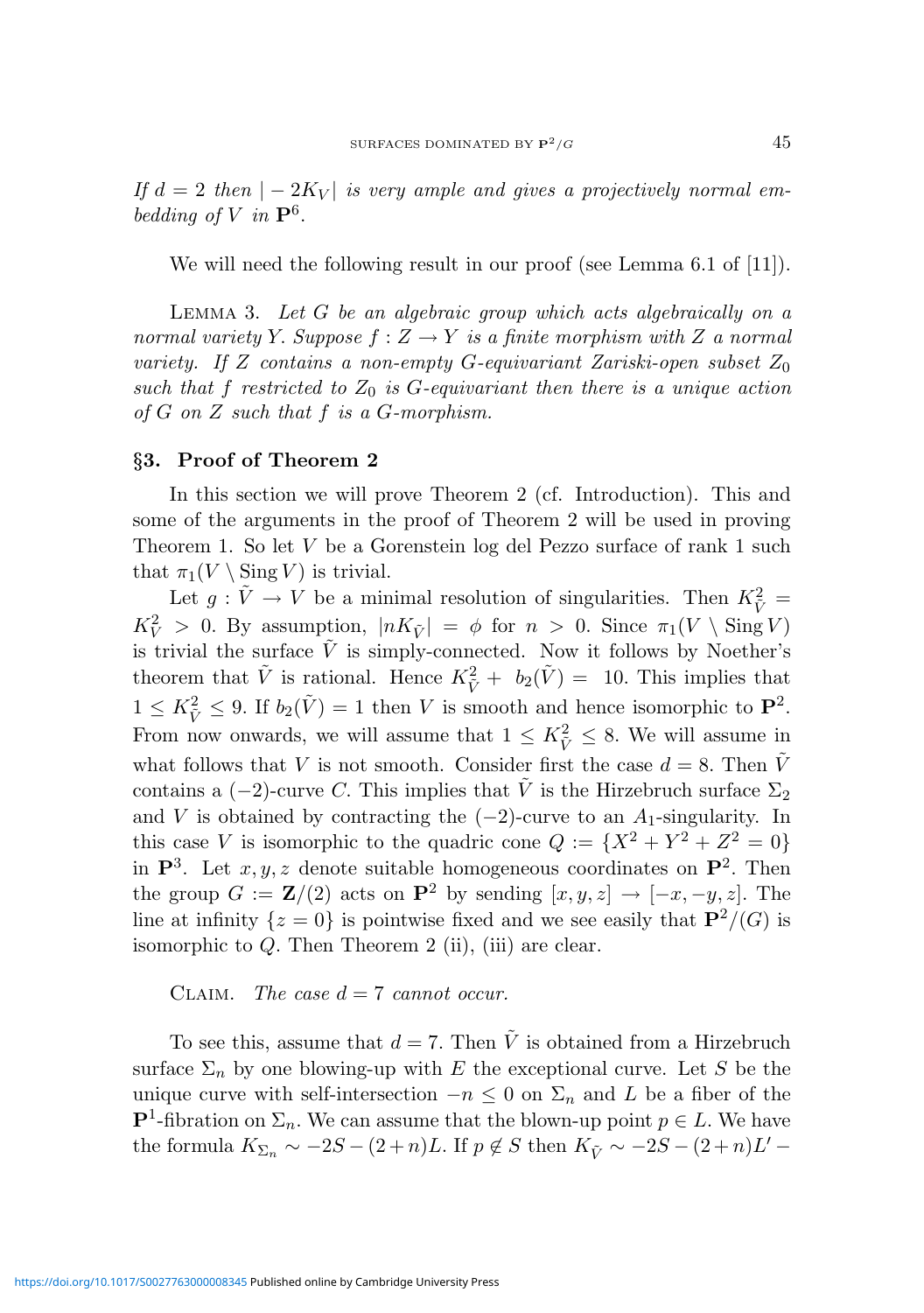*If $d = 2$ then $|-2K_V|$ is very ample and gives a projectively normal embedding of $V$ in $\mathbf{P}^6$.*

We will need the following result in our proof (see Lemma 6.1 of [11]).

Lemma 3. *Let $G$ be an algebraic group which acts algebraically on a normal variety $Y$. Suppose $f : Z \to Y$ is a finite morphism with $Z$ a normal variety. If $Z$ contains a non-empty $G$-equivariant Zariski-open subset $Z_0$ such that $f$ restricted to $Z_0$ is $G$-equivariant then there is a unique action of $G$ on $Z$ such that $f$ is a $G$-morphism.*

## §3. Proof of Theorem 2

In this section we will prove Theorem 2 (cf. Introduction). This and some of the arguments in the proof of Theorem 2 will be used in proving Theorem 1. So let $V$ be a Gorenstein log del Pezzo surface of rank 1 such that $\pi_1(V \setminus \operatorname{Sing} V)$ is trivial.

Let $g : \tilde{V} \to V$ be a minimal resolution of singularities. Then $K_{\tilde{V}}^2 = K_V^2 > 0$. By assumption, $|nK_{\tilde{V}}| = \phi$ for $n > 0$. Since $\pi_1(V \setminus \operatorname{Sing} V)$ is trivial the surface $\tilde{V}$ is simply-connected. Now it follows by Noether's theorem that $\tilde{V}$ is rational. Hence $K_{\tilde{V}}^2 + b_2(\tilde{V}) = 10$. This implies that $1 \le K_{\tilde{V}}^2 \le 9$. If $b_2(\tilde{V}) = 1$ then $V$ is smooth and hence isomorphic to $\mathbf{P}^2$. From now onwards, we will assume that $1 \le K_{\tilde{V}}^2 \le 8$. We will assume in what follows that $V$ is not smooth. Consider first the case $d = 8$. Then $\tilde{V}$ contains a $(-2)$-curve $C$. This implies that $\tilde{V}$ is the Hirzebruch surface $\Sigma_2$ and $V$ is obtained by contracting the $(-2)$-curve to an $A_1$-singularity. In this case $V$ is isomorphic to the quadric cone $Q := \{X^2 + Y^2 + Z^2 = 0\}$ in $\mathbf{P}^3$. Let $x, y, z$ denote suitable homogeneous coordinates on $\mathbf{P}^2$. Then the group $G := \mathbf{Z}/(2)$ acts on $\mathbf{P}^2$ by sending $[x, y, z] \to [-x, -y, z]$. The line at infinity $\{z = 0\}$ is pointwise fixed and we see easily that $\mathbf{P}^2/(G)$ is isomorphic to $Q$. Then Theorem 2 (ii), (iii) are clear.

Claim. *The case $d = 7$ cannot occur.*

To see this, assume that $d = 7$. Then $\tilde{V}$ is obtained from a Hirzebruch surface $\Sigma_n$ by one blowing-up with $E$ the exceptional curve. Let $S$ be the unique curve with self-intersection $-n \le 0$ on $\Sigma_n$ and $L$ be a fiber of the $\mathbf{P}^1$-fibration on $\Sigma_n$. We can assume that the blown-up point $p \in L$. We have the formula $K_{\Sigma_n} \sim -2S - (2+n)L$. If $p \notin S$ then $K_{\tilde{V}} \sim -2S - (2+n)L' -$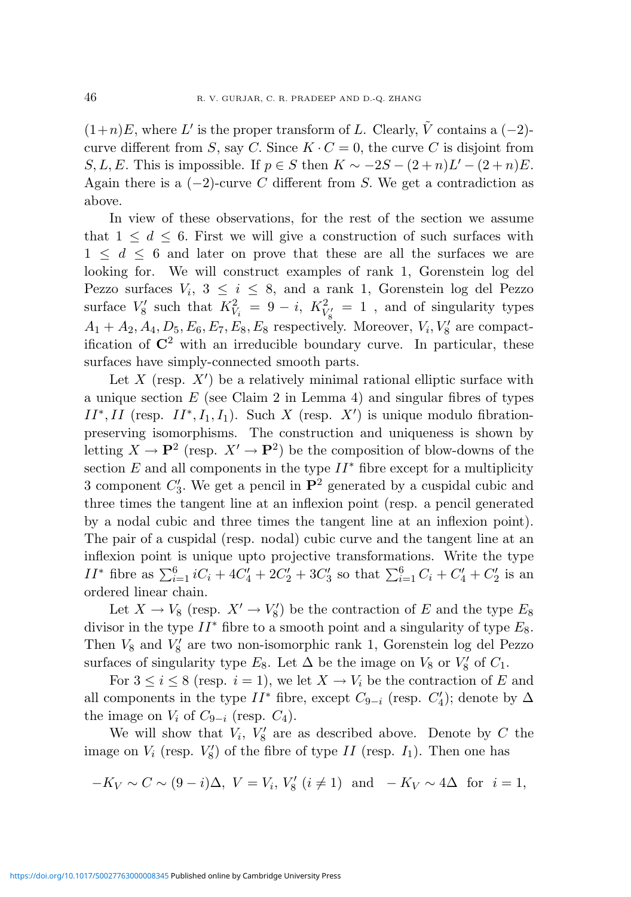$(1+n)E$, where $L'$ is the proper transform of $L$. Clearly, $\tilde{V}$ contains a $(-2)$-curve different from $S$, say $C$. Since $K \cdot C = 0$, the curve $C$ is disjoint from $S, L, E$. This is impossible. If $p \in S$ then $K \sim -2S - (2+n)L' - (2+n)E$. Again there is a $(-2)$-curve $C$ different from $S$. We get a contradiction as above.

In view of these observations, for the rest of the section we assume that $1 \leq d \leq 6$. First we will give a construction of such surfaces with $1 \leq d \leq 6$ and later on prove that these are all the surfaces we are looking for. We will construct examples of rank 1, Gorenstein log del Pezzo surfaces $V_i$, $3 \leq i \leq 8$, and a rank 1, Gorenstein log del Pezzo surface $V_8'$ such that $K_{V_i}^2 = 9 - i$, $K_{V_8'}^2 = 1$ , and of singularity types $A_1 + A_2, A_4, D_5, E_6, E_7, E_8, E_8$ respectively. Moreover, $V_i, V_8'$ are compactification of $\mathbf{C}^2$ with an irreducible boundary curve. In particular, these surfaces have simply-connected smooth parts.

Let $X$ (resp. $X'$) be a relatively minimal rational elliptic surface with a unique section $E$ (see Claim 2 in Lemma 4) and singular fibres of types $II^*, II$ (resp. $II^*, I_1, I_1$). Such $X$ (resp. $X'$) is unique modulo fibration-preserving isomorphisms. The construction and uniqueness is shown by letting $X \to \mathbf{P}^2$ (resp. $X' \to \mathbf{P}^2$) be the composition of blow-downs of the section $E$ and all components in the type $II^*$ fibre except for a multiplicity 3 component $C_3'$. We get a pencil in $\mathbf{P}^2$ generated by a cuspidal cubic and three times the tangent line at an inflexion point (resp. a pencil generated by a nodal cubic and three times the tangent line at an inflexion point). The pair of a cuspidal (resp. nodal) cubic curve and the tangent line at an inflexion point is unique upto projective transformations. Write the type $II^*$ fibre as $\sum_{i=1}^{6} iC_i + 4C_4' + 2C_2' + 3C_3'$ so that $\sum_{i=1}^{6} C_i + C_4' + C_2'$ is an ordered linear chain.

Let $X \to V_8$ (resp. $X' \to V_8'$) be the contraction of $E$ and the type $E_8$ divisor in the type $II^*$ fibre to a smooth point and a singularity of type $E_8$. Then $V_8$ and $V_8'$ are two non-isomorphic rank 1, Gorenstein log del Pezzo surfaces of singularity type $E_8$. Let $\Delta$ be the image on $V_8$ or $V_8'$ of $C_1$.

For $3 \leq i \leq 8$ (resp. $i = 1$), we let $X \to V_i$ be the contraction of $E$ and all components in the type $II^*$ fibre, except $C_{9-i}$ (resp. $C_4'$); denote by $\Delta$ the image on $V_i$ of $C_{9-i}$ (resp. $C_4$).

We will show that $V_i$, $V_8'$ are as described above. Denote by $C$ the image on $V_i$ (resp. $V_8'$) of the fibre of type $II$ (resp. $I_1$). Then one has

$$-K_V \sim C \sim (9-i)\Delta,\ V = V_i,\ V_8' \ (i \neq 1) \ \text{ and } \ -K_V \sim 4\Delta \ \text{ for } \ i = 1,$$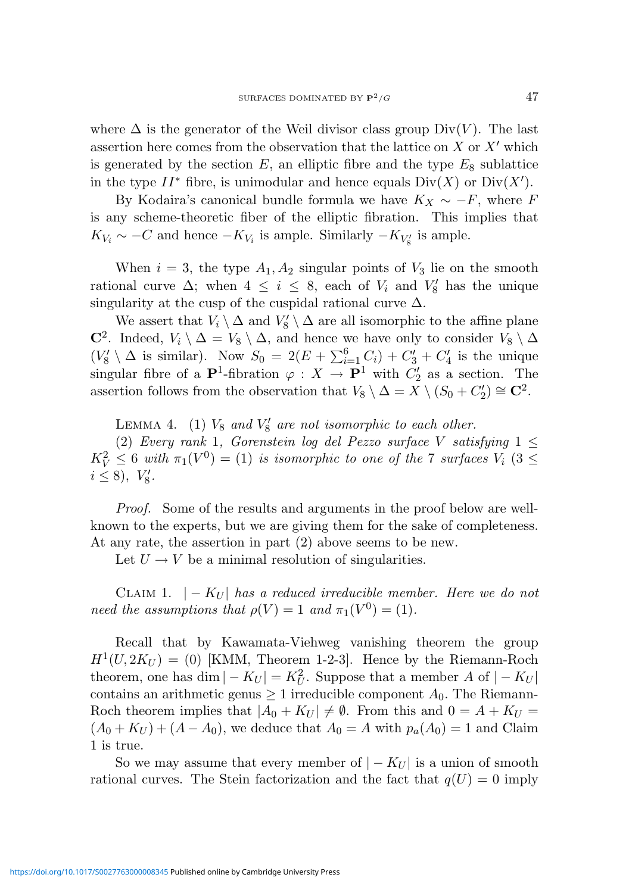where $\Delta$ is the generator of the Weil divisor class group $\mathrm{Div}(V)$. The last assertion here comes from the observation that the lattice on $X$ or $X'$ which is generated by the section $E$, an elliptic fibre and the type $E_8$ sublattice in the type $II^*$ fibre, is unimodular and hence equals $\mathrm{Div}(X)$ or $\mathrm{Div}(X')$.

By Kodaira's canonical bundle formula we have $K_X \sim -F$, where $F$ is any scheme-theoretic fiber of the elliptic fibration. This implies that $K_{V_i} \sim -C$ and hence $-K_{V_i}$ is ample. Similarly $-K_{V_8'}$ is ample.

When $i = 3$, the type $A_1, A_2$ singular points of $V_3$ lie on the smooth rational curve $\Delta$; when $4 \le i \le 8$, each of $V_i$ and $V_8'$ has the unique singularity at the cusp of the cuspidal rational curve $\Delta$.

We assert that $V_i \setminus \Delta$ and $V_8' \setminus \Delta$ are all isomorphic to the affine plane $\mathbf{C}^2$. Indeed, $V_i \setminus \Delta = V_8 \setminus \Delta$, and hence we have only to consider $V_8 \setminus \Delta$ ($V_8' \setminus \Delta$ is similar). Now $S_0 = 2(E + \sum_{i=1}^{6} C_i) + C_3' + C_4'$ is the unique singular fibre of a $\mathbf{P}^1$-fibration $\varphi : X \to \mathbf{P}^1$ with $C_2'$ as a section. The assertion follows from the observation that $V_8 \setminus \Delta = X \setminus (S_0 + C_2') \cong \mathbf{C}^2$.

Lemma 4. (1) *$V_8$ and $V_8'$ are not isomorphic to each other.*

(2) *Every rank 1, Gorenstein log del Pezzo surface $V$ satisfying $1 \le K_V^2 \le 6$ with $\pi_1(V^0) = (1)$ is isomorphic to one of the 7 surfaces $V_i$ ($3 \le i \le 8$), $V_8'$.*

*Proof.* Some of the results and arguments in the proof below are well-known to the experts, but we are giving them for the sake of completeness. At any rate, the assertion in part (2) above seems to be new.

Let $U \to V$ be a minimal resolution of singularities.

Claim 1. *$|-K_U|$ has a reduced irreducible member. Here we do not need the assumptions that $\rho(V) = 1$ and $\pi_1(V^0) = (1)$.*

Recall that by Kawamata-Viehweg vanishing theorem the group $H^1(U, 2K_U) = (0)$ [KMM, Theorem 1-2-3]. Hence by the Riemann-Roch theorem, one has $\dim|-K_U| = K_U^2$. Suppose that a member $A$ of $|-K_U|$ contains an arithmetic genus $\ge 1$ irreducible component $A_0$. The Riemann-Roch theorem implies that $|A_0 + K_U| \ne \emptyset$. From this and $0 = A + K_U = (A_0 + K_U) + (A - A_0)$, we deduce that $A_0 = A$ with $p_a(A_0) = 1$ and Claim 1 is true.

So we may assume that every member of $|-K_U|$ is a union of smooth rational curves. The Stein factorization and the fact that $q(U) = 0$ imply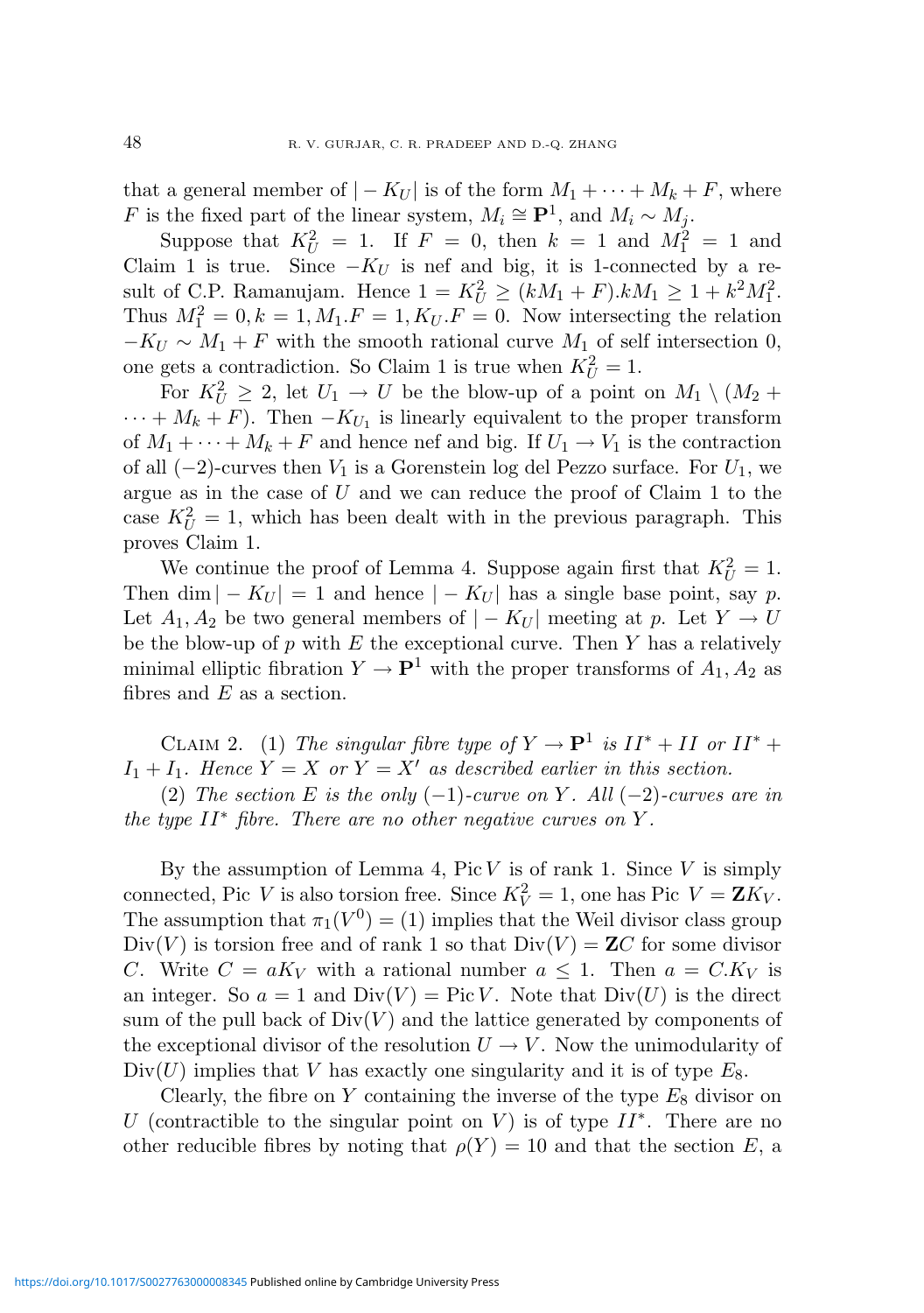that a general member of $|-K_U|$ is of the form $M_1 + \cdots + M_k + F$, where $F$ is the fixed part of the linear system, $M_i \cong \mathbf{P}^1$, and $M_i \sim M_j$.

Suppose that $K_U^2 = 1$. If $F = 0$, then $k = 1$ and $M_1^2 = 1$ and Claim 1 is true. Since $-K_U$ is nef and big, it is 1-connected by a result of C.P. Ramanujam. Hence $1 = K_U^2 \geq (kM_1 + F).kM_1 \geq 1 + k^2 M_1^2$. Thus $M_1^2 = 0, k = 1, M_1.F = 1, K_U.F = 0$. Now intersecting the relation $-K_U \sim M_1 + F$ with the smooth rational curve $M_1$ of self intersection 0, one gets a contradiction. So Claim 1 is true when $K_U^2 = 1$.

For $K_U^2 \geq 2$, let $U_1 \to U$ be the blow-up of a point on $M_1 \setminus (M_2 + \cdots + M_k + F)$. Then $-K_{U_1}$ is linearly equivalent to the proper transform of $M_1 + \cdots + M_k + F$ and hence nef and big. If $U_1 \to V_1$ is the contraction of all $(-2)$-curves then $V_1$ is a Gorenstein log del Pezzo surface. For $U_1$, we argue as in the case of $U$ and we can reduce the proof of Claim 1 to the case $K_U^2 = 1$, which has been dealt with in the previous paragraph. This proves Claim 1.

We continue the proof of Lemma 4. Suppose again first that $K_U^2 = 1$. Then $\dim |-K_U| = 1$ and hence $|-K_U|$ has a single base point, say $p$. Let $A_1, A_2$ be two general members of $|-K_U|$ meeting at $p$. Let $Y \to U$ be the blow-up of $p$ with $E$ the exceptional curve. Then $Y$ has a relatively minimal elliptic fibration $Y \to \mathbf{P}^1$ with the proper transforms of $A_1, A_2$ as fibres and $E$ as a section.

Claim 2. (1) *The singular fibre type of $Y \to \mathbf{P}^1$ is $II^* + II$ or $II^* + I_1 + I_1$. Hence $Y = X$ or $Y = X'$ as described earlier in this section.*

(2) *The section $E$ is the only $(-1)$-curve on $Y$. All $(-2)$-curves are in the type $II^*$ fibre. There are no other negative curves on $Y$.*

By the assumption of Lemma 4, $\mathrm{Pic}\, V$ is of rank 1. Since $V$ is simply connected, Pic $V$ is also torsion free. Since $K_V^2 = 1$, one has Pic $V = \mathbf{Z}K_V$. The assumption that $\pi_1(V^0) = (1)$ implies that the Weil divisor class group $\mathrm{Div}(V)$ is torsion free and of rank 1 so that $\mathrm{Div}(V) = \mathbf{Z}C$ for some divisor $C$. Write $C = aK_V$ with a rational number $a \leq 1$. Then $a = C.K_V$ is an integer. So $a = 1$ and $\mathrm{Div}(V) = \mathrm{Pic}\, V$. Note that $\mathrm{Div}(U)$ is the direct sum of the pull back of $\mathrm{Div}(V)$ and the lattice generated by components of the exceptional divisor of the resolution $U \to V$. Now the unimodularity of $\mathrm{Div}(U)$ implies that $V$ has exactly one singularity and it is of type $E_8$.

Clearly, the fibre on $Y$ containing the inverse of the type $E_8$ divisor on $U$ (contractible to the singular point on $V$) is of type $II^*$. There are no other reducible fibres by noting that $\rho(Y) = 10$ and that the section $E$, a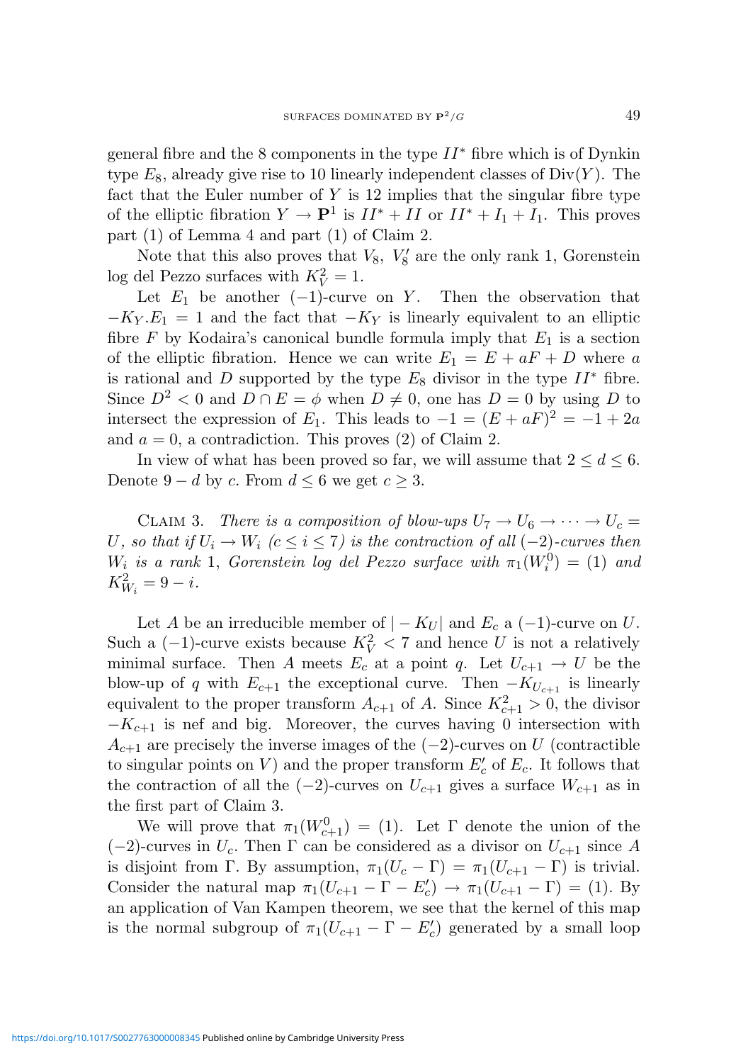general fibre and the 8 components in the type $II^*$ fibre which is of Dynkin type $E_8$, already give rise to 10 linearly independent classes of $\mathrm{Div}(Y)$. The fact that the Euler number of $Y$ is 12 implies that the singular fibre type of the elliptic fibration $Y \to \mathbf{P}^1$ is $II^* + II$ or $II^* + I_1 + I_1$. This proves part (1) of Lemma 4 and part (1) of Claim 2.

Note that this also proves that $V_8$, $V_8'$ are the only rank 1, Gorenstein log del Pezzo surfaces with $K_V^2 = 1$.

Let $E_1$ be another $(-1)$-curve on $Y$. Then the observation that $-K_Y.E_1 = 1$ and the fact that $-K_Y$ is linearly equivalent to an elliptic fibre $F$ by Kodaira's canonical bundle formula imply that $E_1$ is a section of the elliptic fibration. Hence we can write $E_1 = E + aF + D$ where $a$ is rational and $D$ supported by the type $E_8$ divisor in the type $II^*$ fibre. Since $D^2 < 0$ and $D \cap E = \phi$ when $D \neq 0$, one has $D = 0$ by using $D$ to intersect the expression of $E_1$. This leads to $-1 = (E + aF)^2 = -1 + 2a$ and $a = 0$, a contradiction. This proves (2) of Claim 2.

In view of what has been proved so far, we will assume that $2 \le d \le 6$. Denote $9 - d$ by $c$. From $d \le 6$ we get $c \ge 3$.

Claim 3. *There is a composition of blow-ups $U_7 \to U_6 \to \cdots \to U_c = U$, so that if $U_i \to W_i$ ($c \le i \le 7$) is the contraction of all $(-2)$-curves then $W_i$ is a rank 1, Gorenstein log del Pezzo surface with $\pi_1(W_i^0) = (1)$ and $K_{W_i}^2 = 9 - i$.*

Let $A$ be an irreducible member of $|-K_U|$ and $E_c$ a $(-1)$-curve on $U$. Such a $(-1)$-curve exists because $K_V^2 < 7$ and hence $U$ is not a relatively minimal surface. Then $A$ meets $E_c$ at a point $q$. Let $U_{c+1} \to U$ be the blow-up of $q$ with $E_{c+1}$ the exceptional curve. Then $-K_{U_{c+1}}$ is linearly equivalent to the proper transform $A_{c+1}$ of $A$. Since $K_{c+1}^2 > 0$, the divisor $-K_{c+1}$ is nef and big. Moreover, the curves having 0 intersection with $A_{c+1}$ are precisely the inverse images of the $(-2)$-curves on $U$ (contractible to singular points on $V$) and the proper transform $E_c'$ of $E_c$. It follows that the contraction of all the $(-2)$-curves on $U_{c+1}$ gives a surface $W_{c+1}$ as in the first part of Claim 3.

We will prove that $\pi_1(W_{c+1}^0) = (1)$. Let $\Gamma$ denote the union of the $(-2)$-curves in $U_c$. Then $\Gamma$ can be considered as a divisor on $U_{c+1}$ since $A$ is disjoint from $\Gamma$. By assumption, $\pi_1(U_c - \Gamma) = \pi_1(U_{c+1} - \Gamma)$ is trivial. Consider the natural map $\pi_1(U_{c+1} - \Gamma - E_c') \to \pi_1(U_{c+1} - \Gamma) = (1)$. By an application of Van Kampen theorem, we see that the kernel of this map is the normal subgroup of $\pi_1(U_{c+1} - \Gamma - E_c')$ generated by a small loop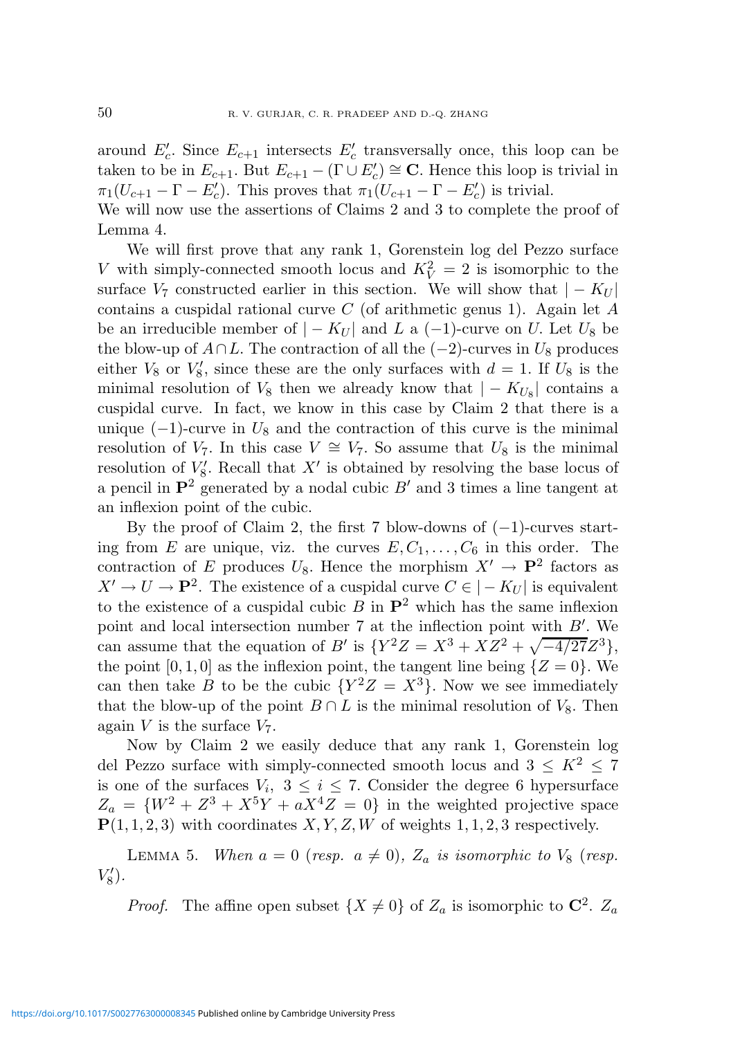around $E'_c$. Since $E_{c+1}$ intersects $E'_c$ transversally once, this loop can be taken to be in $E_{c+1}$. But $E_{c+1} - (\Gamma \cup E'_c) \cong \mathbf{C}$. Hence this loop is trivial in $\pi_1(U_{c+1} - \Gamma - E'_c)$. This proves that $\pi_1(U_{c+1} - \Gamma - E'_c)$ is trivial.
We will now use the assertions of Claims 2 and 3 to complete the proof of Lemma 4.

We will first prove that any rank 1, Gorenstein log del Pezzo surface $V$ with simply-connected smooth locus and $K_V^2 = 2$ is isomorphic to the surface $V_7$ constructed earlier in this section. We will show that $|-K_U|$ contains a cuspidal rational curve $C$ (of arithmetic genus 1). Again let $A$ be an irreducible member of $|-K_U|$ and $L$ a $(-1)$-curve on $U$. Let $U_8$ be the blow-up of $A \cap L$. The contraction of all the $(-2)$-curves in $U_8$ produces either $V_8$ or $V'_8$, since these are the only surfaces with $d = 1$. If $U_8$ is the minimal resolution of $V_8$ then we already know that $|-K_{U_8}|$ contains a cuspidal curve. In fact, we know in this case by Claim 2 that there is a unique $(-1)$-curve in $U_8$ and the contraction of this curve is the minimal resolution of $V_7$. In this case $V \cong V_7$. So assume that $U_8$ is the minimal resolution of $V'_8$. Recall that $X'$ is obtained by resolving the base locus of a pencil in $\mathbf{P}^2$ generated by a nodal cubic $B'$ and 3 times a line tangent at an inflexion point of the cubic.

By the proof of Claim 2, the first 7 blow-downs of $(-1)$-curves starting from $E$ are unique, viz. the curves $E, C_1, \ldots, C_6$ in this order. The contraction of $E$ produces $U_8$. Hence the morphism $X' \to \mathbf{P}^2$ factors as $X' \to U \to \mathbf{P}^2$. The existence of a cuspidal curve $C \in |-K_U|$ is equivalent to the existence of a cuspidal cubic $B$ in $\mathbf{P}^2$ which has the same inflexion point and local intersection number 7 at the inflection point with $B'$. We can assume that the equation of $B'$ is $\{Y^2Z = X^3 + XZ^2 + \sqrt{-4/27}Z^3\}$, the point $[0, 1, 0]$ as the inflexion point, the tangent line being $\{Z = 0\}$. We can then take $B$ to be the cubic $\{Y^2Z = X^3\}$. Now we see immediately that the blow-up of the point $B \cap L$ is the minimal resolution of $V_8$. Then again $V$ is the surface $V_7$.

Now by Claim 2 we easily deduce that any rank 1, Gorenstein log del Pezzo surface with simply-connected smooth locus and $3 \leq K^2 \leq 7$ is one of the surfaces $V_i$, $3 \leq i \leq 7$. Consider the degree 6 hypersurface $Z_a = \{W^2 + Z^3 + X^5Y + aX^4Z = 0\}$ in the weighted projective space $\mathbf{P}(1, 1, 2, 3)$ with coordinates $X, Y, Z, W$ of weights $1, 1, 2, 3$ respectively.

Lemma 5. *When $a = 0$ (resp. $a \neq 0$), $Z_a$ is isomorphic to $V_8$ (resp. $V'_8$).*

*Proof.* The affine open subset $\{X \neq 0\}$ of $Z_a$ is isomorphic to $\mathbf{C}^2$. $Z_a$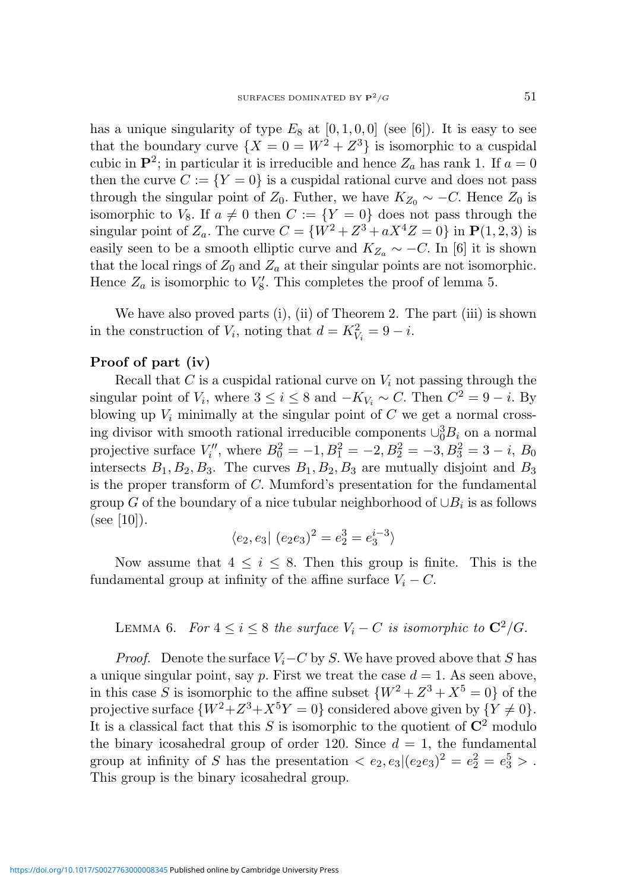has a unique singularity of type $E_8$ at $[0, 1, 0, 0]$ (see [6]). It is easy to see that the boundary curve $\{X = 0 = W^2 + Z^3\}$ is isomorphic to a cuspidal cubic in $\mathbf{P}^2$; in particular it is irreducible and hence $Z_a$ has rank 1. If $a = 0$ then the curve $C := \{Y = 0\}$ is a cuspidal rational curve and does not pass through the singular point of $Z_0$. Futher, we have $K_{Z_0} \sim -C$. Hence $Z_0$ is isomorphic to $V_8$. If $a \neq 0$ then $C := \{Y = 0\}$ does not pass through the singular point of $Z_a$. The curve $C = \{W^2 + Z^3 + aX^4Z = 0\}$ in $\mathbf{P}(1, 2, 3)$ is easily seen to be a smooth elliptic curve and $K_{Z_a} \sim -C$. In [6] it is shown that the local rings of $Z_0$ and $Z_a$ at their singular points are not isomorphic. Hence $Z_a$ is isomorphic to $V_8'$. This completes the proof of lemma 5.

We have also proved parts (i), (ii) of Theorem 2. The part (iii) is shown in the construction of $V_i$, noting that $d = K_{V_i}^2 = 9 - i$.

**Proof of part (iv)**

Recall that $C$ is a cuspidal rational curve on $V_i$ not passing through the singular point of $V_i$, where $3 \leq i \leq 8$ and $-K_{V_i} \sim C$. Then $C^2 = 9 - i$. By blowing up $V_i$ minimally at the singular point of $C$ we get a normal crossing divisor with smooth rational irreducible components $\cup_0^3 B_i$ on a normal projective surface $V_i''$, where $B_0^2 = -1, B_1^2 = -2, B_2^2 = -3, B_3^2 = 3 - i$, $B_0$ intersects $B_1, B_2, B_3$. The curves $B_1, B_2, B_3$ are mutually disjoint and $B_3$ is the proper transform of $C$. Mumford's presentation for the fundamental group $G$ of the boundary of a nice tubular neighborhood of $\cup B_i$ is as follows (see [10]).

$$\langle e_2, e_3 |\ (e_2e_3)^2 = e_2^3 = e_3^{i-3} \rangle$$

Now assume that $4 \leq i \leq 8$. Then this group is finite. This is the fundamental group at infinity of the affine surface $V_i - C$.

Lemma 6. *For $4 \leq i \leq 8$ the surface $V_i - C$ is isomorphic to $\mathbf{C}^2/G$.*

*Proof.* Denote the surface $V_i - C$ by $S$. We have proved above that $S$ has a unique singular point, say $p$. First we treat the case $d = 1$. As seen above, in this case $S$ is isomorphic to the affine subset $\{W^2 + Z^3 + X^5 = 0\}$ of the projective surface $\{W^2 + Z^3 + X^5Y = 0\}$ considered above given by $\{Y \neq 0\}$. It is a classical fact that this $S$ is isomorphic to the quotient of $\mathbf{C}^2$ modulo the binary icosahedral group of order 120. Since $d = 1$, the fundamental group at infinity of $S$ has the presentation $< e_2, e_3 | (e_2e_3)^2 = e_2^2 = e_3^5 >$. This group is the binary icosahedral group.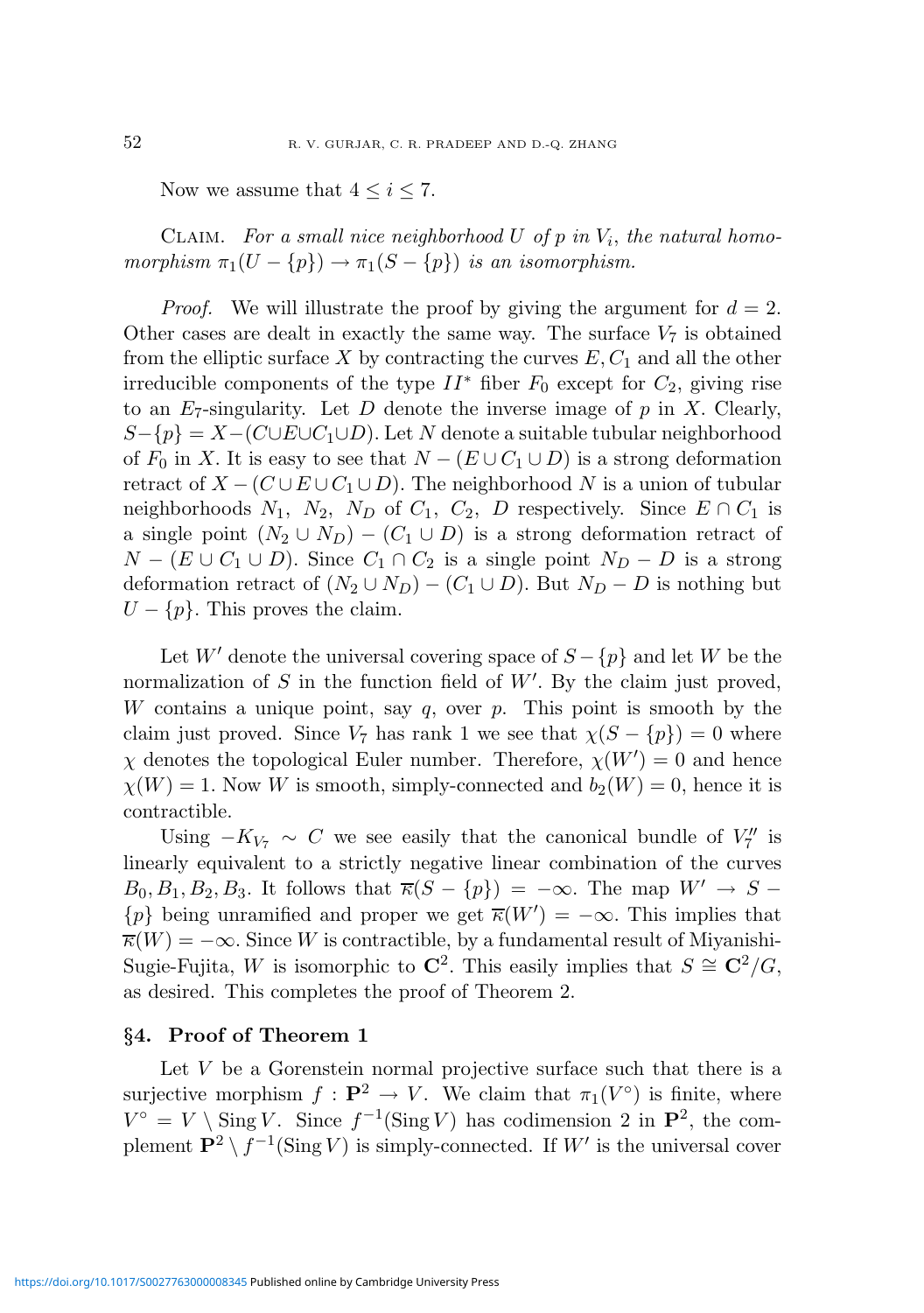Now we assume that $4 \leq i \leq 7$.

Claim. *For a small nice neighborhood $U$ of $p$ in $V_i$, the natural homomorphism $\pi_1(U - \{p\}) \to \pi_1(S - \{p\})$ is an isomorphism.*

*Proof.* We will illustrate the proof by giving the argument for $d = 2$. Other cases are dealt in exactly the same way. The surface $V_7$ is obtained from the elliptic surface $X$ by contracting the curves $E, C_1$ and all the other irreducible components of the type $II^*$ fiber $F_0$ except for $C_2$, giving rise to an $E_7$-singularity. Let $D$ denote the inverse image of $p$ in $X$. Clearly, $S - \{p\} = X - (C \cup E \cup C_1 \cup D)$. Let $N$ denote a suitable tubular neighborhood of $F_0$ in $X$. It is easy to see that $N - (E \cup C_1 \cup D)$ is a strong deformation retract of $X - (C \cup E \cup C_1 \cup D)$. The neighborhood $N$ is a union of tubular neighborhoods $N_1$, $N_2$, $N_D$ of $C_1$, $C_2$, $D$ respectively. Since $E \cap C_1$ is a single point $(N_2 \cup N_D) - (C_1 \cup D)$ is a strong deformation retract of $N - (E \cup C_1 \cup D)$. Since $C_1 \cap C_2$ is a single point $N_D - D$ is a strong deformation retract of $(N_2 \cup N_D) - (C_1 \cup D)$. But $N_D - D$ is nothing but $U - \{p\}$. This proves the claim.

Let $W'$ denote the universal covering space of $S - \{p\}$ and let $W$ be the normalization of $S$ in the function field of $W'$. By the claim just proved, $W$ contains a unique point, say $q$, over $p$. This point is smooth by the claim just proved. Since $V_7$ has rank 1 we see that $\chi(S - \{p\}) = 0$ where $\chi$ denotes the topological Euler number. Therefore, $\chi(W') = 0$ and hence $\chi(W) = 1$. Now $W$ is smooth, simply-connected and $b_2(W) = 0$, hence it is contractible.

Using $-K_{V_7} \sim C$ we see easily that the canonical bundle of $V_7''$ is linearly equivalent to a strictly negative linear combination of the curves $B_0, B_1, B_2, B_3$. It follows that $\overline{\kappa}(S - \{p\}) = -\infty$. The map $W' \to S - \{p\}$ being unramified and proper we get $\overline{\kappa}(W') = -\infty$. This implies that $\overline{\kappa}(W) = -\infty$. Since $W$ is contractible, by a fundamental result of Miyanishi-Sugie-Fujita, $W$ is isomorphic to $\mathbf{C}^2$. This easily implies that $S \cong \mathbf{C}^2/G$, as desired. This completes the proof of Theorem 2.

## §4. Proof of Theorem 1

Let $V$ be a Gorenstein normal projective surface such that there is a surjective morphism $f : \mathbf{P}^2 \to V$. We claim that $\pi_1(V^\circ)$ is finite, where $V^\circ = V \setminus \operatorname{Sing} V$. Since $f^{-1}(\operatorname{Sing} V)$ has codimension 2 in $\mathbf{P}^2$, the complement $\mathbf{P}^2 \setminus f^{-1}(\operatorname{Sing} V)$ is simply-connected. If $W'$ is the universal cover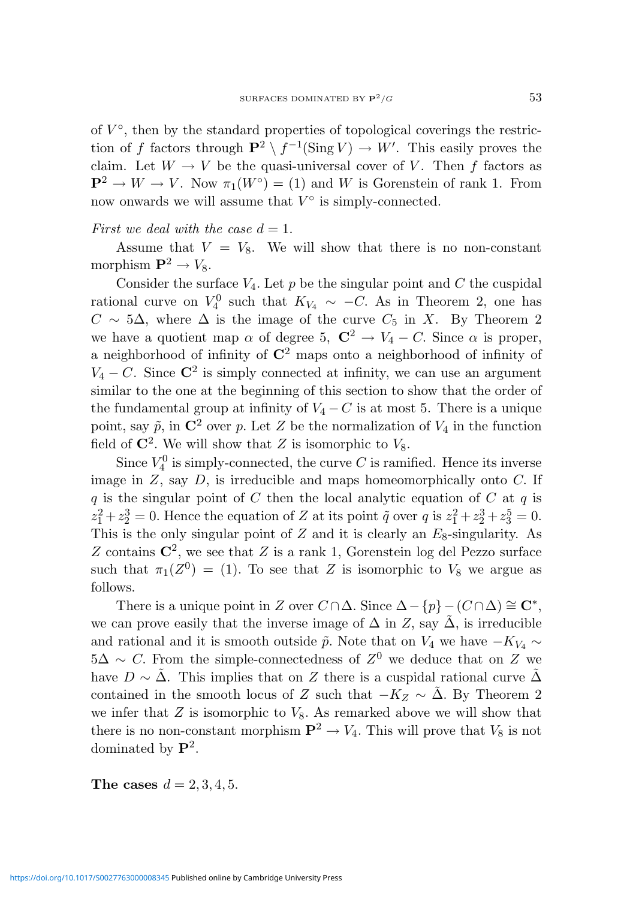of $V^\circ$, then by the standard properties of topological coverings the restriction of $f$ factors through $\mathbf{P}^2 \setminus f^{-1}(\operatorname{Sing} V) \to W'$. This easily proves the claim. Let $W \to V$ be the quasi-universal cover of $V$. Then $f$ factors as $\mathbf{P}^2 \to W \to V$. Now $\pi_1(W^\circ) = (1)$ and $W$ is Gorenstein of rank 1. From now onwards we will assume that $V^\circ$ is simply-connected.

*First we deal with the case* $d = 1$.

Assume that $V = V_8$. We will show that there is no non-constant morphism $\mathbf{P}^2 \to V_8$.

Consider the surface $V_4$. Let $p$ be the singular point and $C$ the cuspidal rational curve on $V_4^0$ such that $K_{V_4} \sim -C$. As in Theorem 2, one has $C \sim 5\Delta$, where $\Delta$ is the image of the curve $C_5$ in $X$. By Theorem 2 we have a quotient map $\alpha$ of degree 5, $\mathbf{C}^2 \to V_4 - C$. Since $\alpha$ is proper, a neighborhood of infinity of $\mathbf{C}^2$ maps onto a neighborhood of infinity of $V_4 - C$. Since $\mathbf{C}^2$ is simply connected at infinity, we can use an argument similar to the one at the beginning of this section to show that the order of the fundamental group at infinity of $V_4 - C$ is at most 5. There is a unique point, say $\tilde{p}$, in $\mathbf{C}^2$ over $p$. Let $Z$ be the normalization of $V_4$ in the function field of $\mathbf{C}^2$. We will show that $Z$ is isomorphic to $V_8$.

Since $V_4^0$ is simply-connected, the curve $C$ is ramified. Hence its inverse image in $Z$, say $D$, is irreducible and maps homeomorphically onto $C$. If $q$ is the singular point of $C$ then the local analytic equation of $C$ at $q$ is $z_1^2 + z_2^3 = 0$. Hence the equation of $Z$ at its point $\tilde{q}$ over $q$ is $z_1^2 + z_2^3 + z_3^5 = 0$. This is the only singular point of $Z$ and it is clearly an $E_8$-singularity. As $Z$ contains $\mathbf{C}^2$, we see that $Z$ is a rank 1, Gorenstein log del Pezzo surface such that $\pi_1(Z^0) = (1)$. To see that $Z$ is isomorphic to $V_8$ we argue as follows.

There is a unique point in $Z$ over $C \cap \Delta$. Since $\Delta - \{p\} - (C \cap \Delta) \cong \mathbf{C}^*$, we can prove easily that the inverse image of $\Delta$ in $Z$, say $\tilde{\Delta}$, is irreducible and rational and it is smooth outside $\tilde{p}$. Note that on $V_4$ we have $-K_{V_4} \sim 5\Delta \sim C$. From the simple-connectedness of $Z^0$ we deduce that on $Z$ we have $D \sim \tilde{\Delta}$. This implies that on $Z$ there is a cuspidal rational curve $\tilde{\Delta}$ contained in the smooth locus of $Z$ such that $-K_Z \sim \tilde{\Delta}$. By Theorem 2 we infer that $Z$ is isomorphic to $V_8$. As remarked above we will show that there is no non-constant morphism $\mathbf{P}^2 \to V_4$. This will prove that $V_8$ is not dominated by $\mathbf{P}^2$.

**The cases** $d = 2, 3, 4, 5$.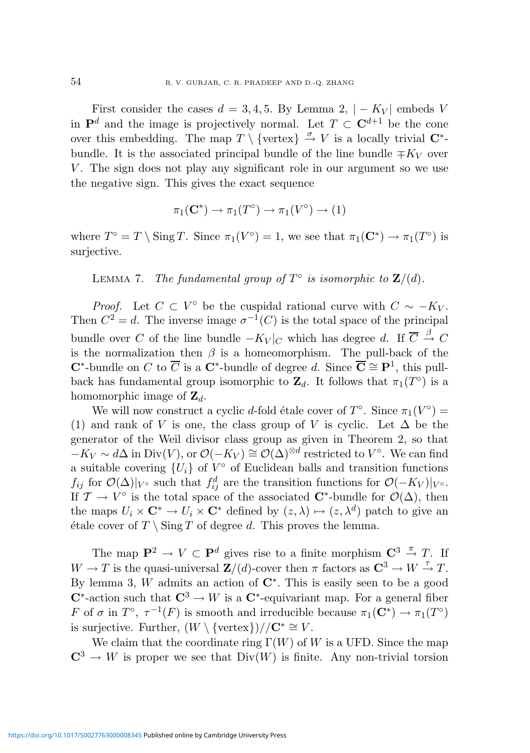First consider the cases $d = 3, 4, 5$. By Lemma 2, $|-K_V|$ embeds $V$ in $\mathbf{P}^d$ and the image is projectively normal. Let $T \subset \mathbf{C}^{d+1}$ be the cone over this embedding. The map $T \setminus \{\text{vertex}\} \xrightarrow{\sigma} V$ is a locally trivial $\mathbf{C}^*$-bundle. It is the associated principal bundle of the line bundle $\mp K_V$ over $V$. The sign does not play any significant role in our argument so we use the negative sign. This gives the exact sequence

$$\pi_1(\mathbf{C}^*) \to \pi_1(T^\circ) \to \pi_1(V^\circ) \to (1)$$

where $T^\circ = T \setminus \operatorname{Sing} T$. Since $\pi_1(V^\circ) = 1$, we see that $\pi_1(\mathbf{C}^*) \to \pi_1(T^\circ)$ is surjective.

Lemma 7. *The fundamental group of $T^\circ$ is isomorphic to $\mathbf{Z}/(d)$.*

*Proof.* Let $C \subset V^\circ$ be the cuspidal rational curve with $C \sim -K_V$. Then $C^2 = d$. The inverse image $\sigma^{-1}(C)$ is the total space of the principal bundle over $C$ of the line bundle $-K_V|_C$ which has degree $d$. If $\overline{C} \xrightarrow{\beta} C$ is the normalization then $\beta$ is a homeomorphism. The pull-back of the $\mathbf{C}^*$-bundle on $C$ to $\overline{C}$ is a $\mathbf{C}^*$-bundle of degree $d$. Since $\overline{\mathbf{C}} \cong \mathbf{P}^1$, this pull-back has fundamental group isomorphic to $\mathbf{Z}_d$. It follows that $\pi_1(T^\circ)$ is a homomorphic image of $\mathbf{Z}_d$.

We will now construct a cyclic $d$-fold étale cover of $T^\circ$. Since $\pi_1(V^\circ) = (1)$ and rank of $V$ is one, the class group of $V$ is cyclic. Let $\Delta$ be the generator of the Weil divisor class group as given in Theorem 2, so that $-K_V \sim d\Delta$ in $\operatorname{Div}(V)$, or $\mathcal{O}(-K_V) \cong \mathcal{O}(\Delta)^{\otimes d}$ restricted to $V^\circ$. We can find a suitable covering $\{U_i\}$ of $V^\circ$ of Euclidean balls and transition functions $f_{ij}$ for $\mathcal{O}(\Delta)|_{V^\circ}$ such that $f_{ij}^d$ are the transition functions for $\mathcal{O}(-K_V)|_{V^\circ}$. If $\mathcal{T} \to V^\circ$ is the total space of the associated $\mathbf{C}^*$-bundle for $\mathcal{O}(\Delta)$, then the maps $U_i \times \mathbf{C}^* \to U_i \times \mathbf{C}^*$ defined by $(z, \lambda) \mapsto (z, \lambda^d)$ patch to give an étale cover of $T \setminus \operatorname{Sing} T$ of degree $d$. This proves the lemma.

The map $\mathbf{P}^2 \to V \subset \mathbf{P}^d$ gives rise to a finite morphism $\mathbf{C}^3 \xrightarrow{\pi} T$. If $W \to T$ is the quasi-universal $\mathbf{Z}/(d)$-cover then $\pi$ factors as $\mathbf{C}^3 \to W \xrightarrow{\tau} T$. By lemma 3, $W$ admits an action of $\mathbf{C}^*$. This is easily seen to be a good $\mathbf{C}^*$-action such that $\mathbf{C}^3 \to W$ is a $\mathbf{C}^*$-equivariant map. For a general fiber $F$ of $\sigma$ in $T^\circ$, $\tau^{-1}(F)$ is smooth and irreducible because $\pi_1(\mathbf{C}^*) \to \pi_1(T^\circ)$ is surjective. Further, $(W \setminus \{\text{vertex}\})//\mathbf{C}^* \cong V$.

We claim that the coordinate ring $\Gamma(W)$ of $W$ is a UFD. Since the map $\mathbf{C}^3 \to W$ is proper we see that $\operatorname{Div}(W)$ is finite. Any non-trivial torsion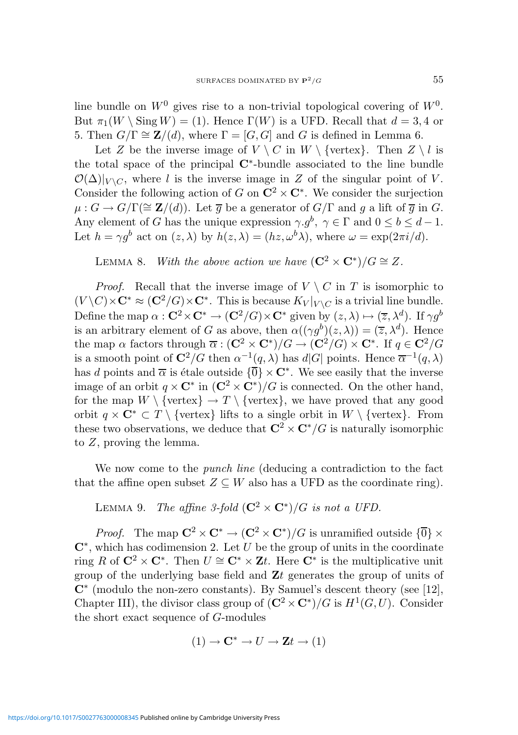line bundle on $W^0$ gives rise to a non-trivial topological covering of $W^0$. But $\pi_1(W \setminus \operatorname{Sing} W) = (1)$. Hence $\Gamma(W)$ is a UFD. Recall that $d = 3, 4$ or 5. Then $G/\Gamma \cong \mathbf{Z}/(d)$, where $\Gamma = [G, G]$ and $G$ is defined in Lemma 6.

Let $Z$ be the inverse image of $V \setminus C$ in $W \setminus \{\text{vertex}\}$. Then $Z \setminus l$ is the total space of the principal $\mathbf{C}^*$-bundle associated to the line bundle $\mathcal{O}(\Delta)|_{V \setminus C}$, where $l$ is the inverse image in $Z$ of the singular point of $V$. Consider the following action of $G$ on $\mathbf{C}^2 \times \mathbf{C}^*$. We consider the surjection $\mu : G \to G/\Gamma (\cong \mathbf{Z}/(d))$. Let $\overline{g}$ be a generator of $G/\Gamma$ and $g$ a lift of $\overline{g}$ in $G$. Any element of $G$ has the unique expression $\gamma.g^b$, $\gamma \in \Gamma$ and $0 \le b \le d-1$. Let $h = \gamma g^b$ act on $(z, \lambda)$ by $h(z, \lambda) = (hz, \omega^b \lambda)$, where $\omega = \exp(2\pi i/d)$.

Lemma 8. *With the above action we have* $(\mathbf{C}^2 \times \mathbf{C}^*)/G \cong Z$.

*Proof.* Recall that the inverse image of $V \setminus C$ in $T$ is isomorphic to $(V \setminus C) \times \mathbf{C}^* \approx (\mathbf{C}^2/G) \times \mathbf{C}^*$. This is because $K_V|_{V \setminus C}$ is a trivial line bundle. Define the map $\alpha : \mathbf{C}^2 \times \mathbf{C}^* \to (\mathbf{C}^2/G) \times \mathbf{C}^*$ given by $(z, \lambda) \mapsto (\overline{z}, \lambda^d)$. If $\gamma g^b$ is an arbitrary element of $G$ as above, then $\alpha((\gamma g^b)(z, \lambda)) = (\overline{z}, \lambda^d)$. Hence the map $\alpha$ factors through $\overline{\alpha} : (\mathbf{C}^2 \times \mathbf{C}^*)/G \to (\mathbf{C}^2/G) \times \mathbf{C}^*$. If $q \in \mathbf{C}^2/G$ is a smooth point of $\mathbf{C}^2/G$ then $\alpha^{-1}(q, \lambda)$ has $d|G|$ points. Hence $\overline{\alpha}^{-1}(q, \lambda)$ has $d$ points and $\overline{\alpha}$ is étale outside $\{\overline{0}\} \times \mathbf{C}^*$. We see easily that the inverse image of an orbit $q \times \mathbf{C}^*$ in $(\mathbf{C}^2 \times \mathbf{C}^*)/G$ is connected. On the other hand, for the map $W \setminus \{\text{vertex}\} \to T \setminus \{\text{vertex}\}$, we have proved that any good orbit $q \times \mathbf{C}^* \subset T \setminus \{\text{vertex}\}$ lifts to a single orbit in $W \setminus \{\text{vertex}\}$. From these two observations, we deduce that $\mathbf{C}^2 \times \mathbf{C}^*/G$ is naturally isomorphic to $Z$, proving the lemma.

We now come to the *punch line* (deducing a contradiction to the fact that the affine open subset $Z \subseteq W$ also has a UFD as the coordinate ring).

Lemma 9. *The affine 3-fold* $(\mathbf{C}^2 \times \mathbf{C}^*)/G$ *is not a UFD.*

*Proof.* The map $\mathbf{C}^2 \times \mathbf{C}^* \to (\mathbf{C}^2 \times \mathbf{C}^*)/G$ is unramified outside $\{\overline{0}\} \times \mathbf{C}^*$, which has codimension 2. Let $U$ be the group of units in the coordinate ring $R$ of $\mathbf{C}^2 \times \mathbf{C}^*$. Then $U \cong \mathbf{C}^* \times \mathbf{Z}t$. Here $\mathbf{C}^*$ is the multiplicative unit group of the underlying base field and $\mathbf{Z}t$ generates the group of units of $\mathbf{C}^*$ (modulo the non-zero constants). By Samuel's descent theory (see [12], Chapter III), the divisor class group of $(\mathbf{C}^2 \times \mathbf{C}^*)/G$ is $H^1(G, U)$. Consider the short exact sequence of $G$-modules

$$(1) \to \mathbf{C}^* \to U \to \mathbf{Z}t \to (1)$$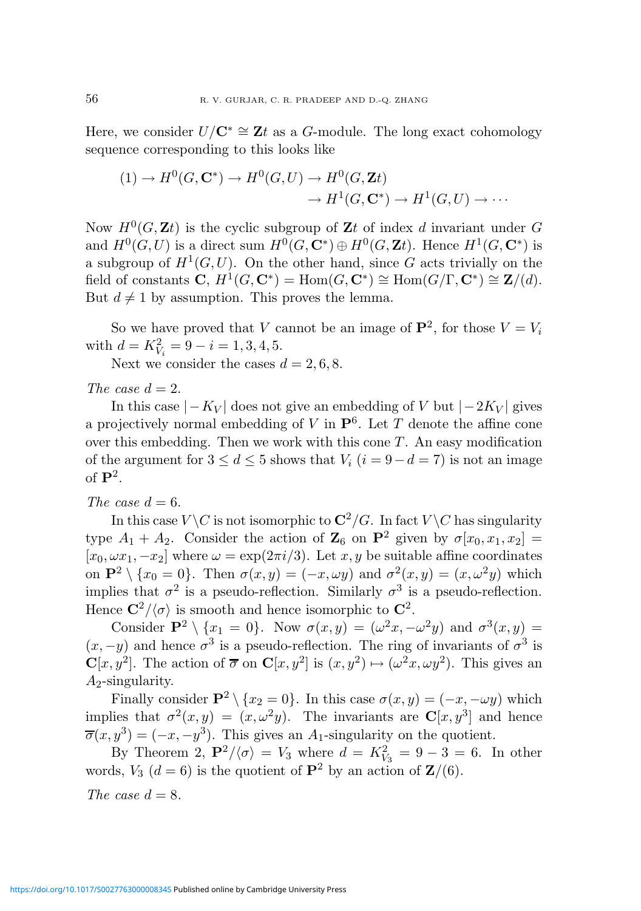Here, we consider $U/\mathbf{C}^* \cong \mathbf{Z}t$ as a $G$-module. The long exact cohomology sequence corresponding to this looks like

$$
\begin{aligned}
(1) \to H^0(G, \mathbf{C}^*) \to H^0(G, U) \to H^0(G, \mathbf{Z}t) \\
\to H^1(G, \mathbf{C}^*) \to H^1(G, U) \to \cdots
\end{aligned}
$$

Now $H^0(G, \mathbf{Z}t)$ is the cyclic subgroup of $\mathbf{Z}t$ of index $d$ invariant under $G$ and $H^0(G, U)$ is a direct sum $H^0(G, \mathbf{C}^*) \oplus H^0(G, \mathbf{Z}t)$. Hence $H^1(G, \mathbf{C}^*)$ is a subgroup of $H^1(G, U)$. On the other hand, since $G$ acts trivially on the field of constants $\mathbf{C}$, $H^1(G, \mathbf{C}^*) = \mathrm{Hom}(G, \mathbf{C}^*) \cong \mathrm{Hom}(G/\Gamma, \mathbf{C}^*) \cong \mathbf{Z}/(d)$. But $d \neq 1$ by assumption. This proves the lemma.

So we have proved that $V$ cannot be an image of $\mathbf{P}^2$, for those $V = V_i$ with $d = K_{V_i}^2 = 9 - i = 1, 3, 4, 5$.

Next we consider the cases $d = 2, 6, 8$.

*The case* $d = 2$.

In this case $|-K_V|$ does not give an embedding of $V$ but $|-2K_V|$ gives a projectively normal embedding of $V$ in $\mathbf{P}^6$. Let $T$ denote the affine cone over this embedding. Then we work with this cone $T$. An easy modification of the argument for $3 \leq d \leq 5$ shows that $V_i$ ($i = 9 - d = 7$) is not an image of $\mathbf{P}^2$.

*The case* $d = 6$.

In this case $V \backslash C$ is not isomorphic to $\mathbf{C}^2/G$. In fact $V \backslash C$ has singularity type $A_1 + A_2$. Consider the action of $\mathbf{Z}_6$ on $\mathbf{P}^2$ given by $\sigma[x_0, x_1, x_2] = [x_0, \omega x_1, -x_2]$ where $\omega = \exp(2\pi i/3)$. Let $x, y$ be suitable affine coordinates on $\mathbf{P}^2 \setminus \{x_0 = 0\}$. Then $\sigma(x, y) = (-x, \omega y)$ and $\sigma^2(x, y) = (x, \omega^2 y)$ which implies that $\sigma^2$ is a pseudo-reflection. Similarly $\sigma^3$ is a pseudo-reflection. Hence $\mathbf{C}^2/\langle\sigma\rangle$ is smooth and hence isomorphic to $\mathbf{C}^2$.

Consider $\mathbf{P}^2 \setminus \{x_1 = 0\}$. Now $\sigma(x, y) = (\omega^2 x, -\omega^2 y)$ and $\sigma^3(x, y) = (x, -y)$ and hence $\sigma^3$ is a pseudo-reflection. The ring of invariants of $\sigma^3$ is $\mathbf{C}[x, y^2]$. The action of $\overline{\sigma}$ on $\mathbf{C}[x, y^2]$ is $(x, y^2) \mapsto (\omega^2 x, \omega y^2)$. This gives an $A_2$-singularity.

Finally consider $\mathbf{P}^2 \setminus \{x_2 = 0\}$. In this case $\sigma(x, y) = (-x, -\omega y)$ which implies that $\sigma^2(x, y) = (x, \omega^2 y)$. The invariants are $\mathbf{C}[x, y^3]$ and hence $\overline{\sigma}(x, y^3) = (-x, -y^3)$. This gives an $A_1$-singularity on the quotient.

By Theorem 2, $\mathbf{P}^2/\langle\sigma\rangle = V_3$ where $d = K_{V_3}^2 = 9 - 3 = 6$. In other words, $V_3$ ($d = 6$) is the quotient of $\mathbf{P}^2$ by an action of $\mathbf{Z}/(6)$.

*The case* $d = 8$.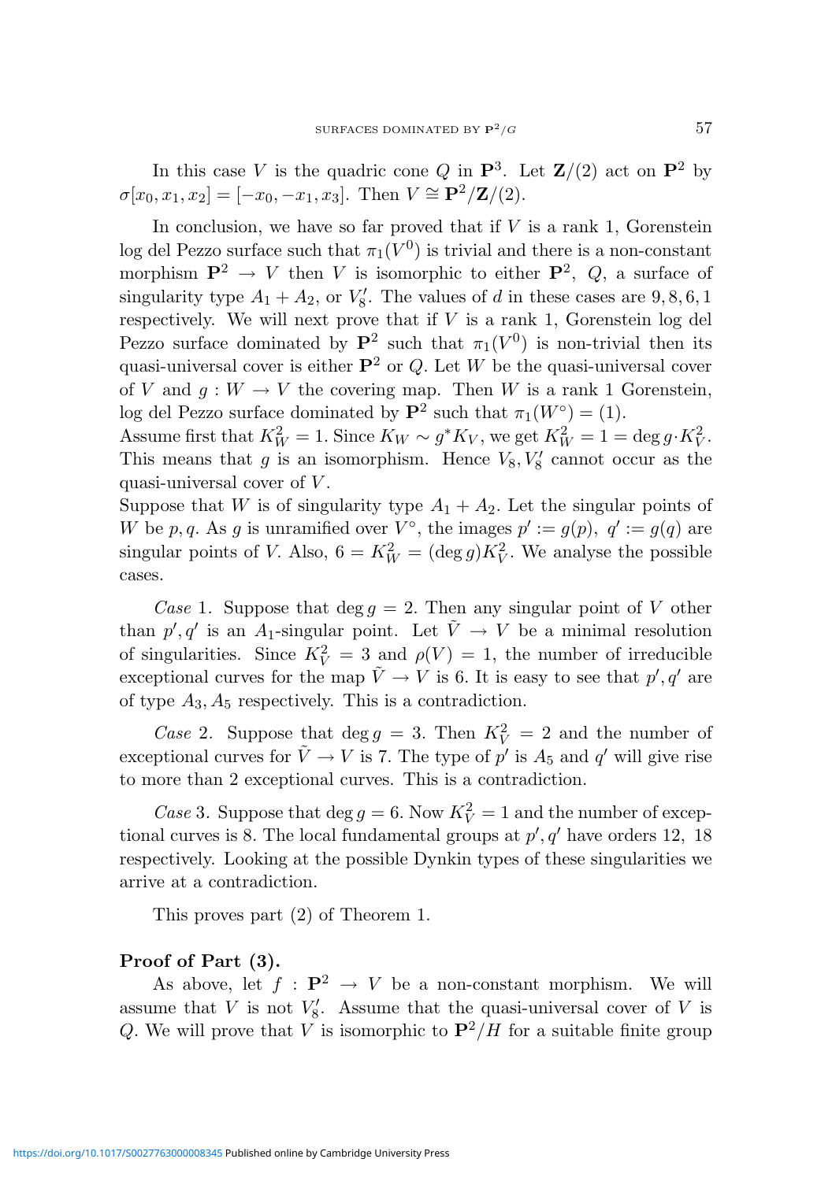In this case $V$ is the quadric cone $Q$ in $\mathbf{P}^3$. Let $\mathbf{Z}/(2)$ act on $\mathbf{P}^2$ by $\sigma[x_0, x_1, x_2] = [-x_0, -x_1, x_3]$. Then $V \cong \mathbf{P}^2/\mathbf{Z}/(2)$.

In conclusion, we have so far proved that if $V$ is a rank 1, Gorenstein log del Pezzo surface such that $\pi_1(V^0)$ is trivial and there is a non-constant morphism $\mathbf{P}^2 \to V$ then $V$ is isomorphic to either $\mathbf{P}^2$, $Q$, a surface of singularity type $A_1 + A_2$, or $V_8'$. The values of $d$ in these cases are $9, 8, 6, 1$ respectively. We will next prove that if $V$ is a rank 1, Gorenstein log del Pezzo surface dominated by $\mathbf{P}^2$ such that $\pi_1(V^0)$ is non-trivial then its quasi-universal cover is either $\mathbf{P}^2$ or $Q$. Let $W$ be the quasi-universal cover of $V$ and $g : W \to V$ the covering map. Then $W$ is a rank 1 Gorenstein, log del Pezzo surface dominated by $\mathbf{P}^2$ such that $\pi_1(W^\circ) = (1)$.
Assume first that $K_W^2 = 1$. Since $K_W \sim g^* K_V$, we get $K_W^2 = 1 = \deg g \cdot K_V^2$. This means that $g$ is an isomorphism. Hence $V_8, V_8'$ cannot occur as the quasi-universal cover of $V$.
Suppose that $W$ is of singularity type $A_1 + A_2$. Let the singular points of $W$ be $p, q$. As $g$ is unramified over $V^\circ$, the images $p' := g(p),\ q' := g(q)$ are singular points of $V$. Also, $6 = K_W^2 = (\deg g) K_V^2$. We analyse the possible cases.

*Case* 1. Suppose that $\deg g = 2$. Then any singular point of $V$ other than $p', q'$ is an $A_1$-singular point. Let $\tilde{V} \to V$ be a minimal resolution of singularities. Since $K_V^2 = 3$ and $\rho(V) = 1$, the number of irreducible exceptional curves for the map $\tilde{V} \to V$ is 6. It is easy to see that $p', q'$ are of type $A_3, A_5$ respectively. This is a contradiction.

*Case* 2. Suppose that $\deg g = 3$. Then $K_V^2 = 2$ and the number of exceptional curves for $\tilde{V} \to V$ is 7. The type of $p'$ is $A_5$ and $q'$ will give rise to more than 2 exceptional curves. This is a contradiction.

*Case* 3. Suppose that $\deg g = 6$. Now $K_V^2 = 1$ and the number of exceptional curves is 8. The local fundamental groups at $p', q'$ have orders $12,\ 18$ respectively. Looking at the possible Dynkin types of these singularities we arrive at a contradiction.

This proves part (2) of Theorem 1.

**Proof of Part (3).**

As above, let $f : \mathbf{P}^2 \to V$ be a non-constant morphism. We will assume that $V$ is not $V_8'$. Assume that the quasi-universal cover of $V$ is $Q$. We will prove that $V$ is isomorphic to $\mathbf{P}^2/H$ for a suitable finite group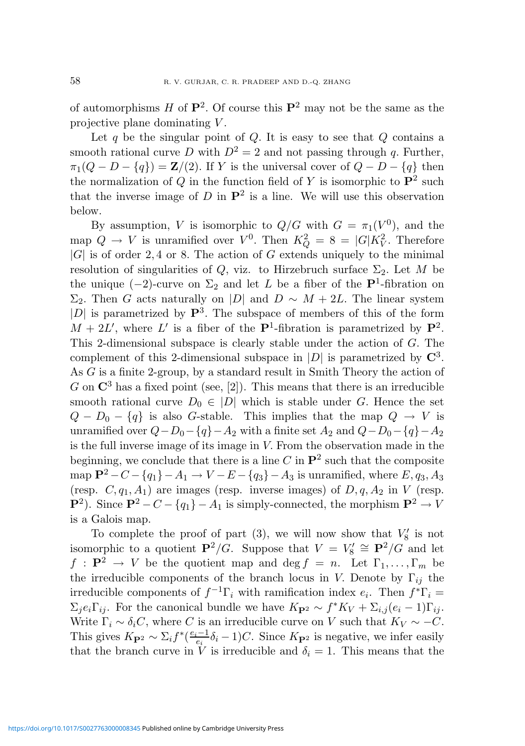of automorphisms $H$ of $\mathbf{P}^2$. Of course this $\mathbf{P}^2$ may not be the same as the projective plane dominating $V$.

Let $q$ be the singular point of $Q$. It is easy to see that $Q$ contains a smooth rational curve $D$ with $D^2 = 2$ and not passing through $q$. Further, $\pi_1(Q - D - \{q\}) = \mathbf{Z}/(2)$. If $Y$ is the universal cover of $Q - D - \{q\}$ then the normalization of $Q$ in the function field of $Y$ is isomorphic to $\mathbf{P}^2$ such that the inverse image of $D$ in $\mathbf{P}^2$ is a line. We will use this observation below.

By assumption, $V$ is isomorphic to $Q/G$ with $G = \pi_1(V^0)$, and the map $Q \to V$ is unramified over $V^0$. Then $K_Q^2 = 8 = |G|K_V^2$. Therefore $|G|$ is of order $2, 4$ or $8$. The action of $G$ extends uniquely to the minimal resolution of singularities of $Q$, viz. to Hirzebruch surface $\Sigma_2$. Let $M$ be the unique $(-2)$-curve on $\Sigma_2$ and let $L$ be a fiber of the $\mathbf{P}^1$-fibration on $\Sigma_2$. Then $G$ acts naturally on $|D|$ and $D \sim M + 2L$. The linear system $|D|$ is parametrized by $\mathbf{P}^3$. The subspace of members of this of the form $M + 2L'$, where $L'$ is a fiber of the $\mathbf{P}^1$-fibration is parametrized by $\mathbf{P}^2$. This 2-dimensional subspace is clearly stable under the action of $G$. The complement of this 2-dimensional subspace in $|D|$ is parametrized by $\mathbf{C}^3$. As $G$ is a finite 2-group, by a standard result in Smith Theory the action of $G$ on $\mathbf{C}^3$ has a fixed point (see, [2]). This means that there is an irreducible smooth rational curve $D_0 \in |D|$ which is stable under $G$. Hence the set $Q - D_0 - \{q\}$ is also $G$-stable. This implies that the map $Q \to V$ is unramified over $Q - D_0 - \{q\} - A_2$ with a finite set $A_2$ and $Q - D_0 - \{q\} - A_2$ is the full inverse image of its image in $V$. From the observation made in the beginning, we conclude that there is a line $C$ in $\mathbf{P}^2$ such that the composite map $\mathbf{P}^2 - C - \{q_1\} - A_1 \to V - E - \{q_3\} - A_3$ is unramified, where $E, q_3, A_3$ (resp. $C, q_1, A_1$) are images (resp. inverse images) of $D, q, A_2$ in $V$ (resp. $\mathbf{P}^2$). Since $\mathbf{P}^2 - C - \{q_1\} - A_1$ is simply-connected, the morphism $\mathbf{P}^2 \to V$ is a Galois map.

To complete the proof of part (3), we will now show that $V_8'$ is not isomorphic to a quotient $\mathbf{P}^2/G$. Suppose that $V = V_8' \cong \mathbf{P}^2/G$ and let $f : \mathbf{P}^2 \to V$ be the quotient map and $\deg f = n$. Let $\Gamma_1, \ldots, \Gamma_m$ be the irreducible components of the branch locus in $V$. Denote by $\Gamma_{ij}$ the irreducible components of $f^{-1}\Gamma_i$ with ramification index $e_i$. Then $f^*\Gamma_i = \Sigma_j e_i \Gamma_{ij}$. For the canonical bundle we have $K_{\mathbf{P}^2} \sim f^*K_V + \Sigma_{i,j}(e_i - 1)\Gamma_{ij}$. Write $\Gamma_i \sim \delta_i C$, where $C$ is an irreducible curve on $V$ such that $K_V \sim -C$. This gives $K_{\mathbf{P}^2} \sim \Sigma_i f^*(\frac{e_i - 1}{e_i}\delta_i - 1)C$. Since $K_{\mathbf{P}^2}$ is negative, we infer easily that the branch curve in $V$ is irreducible and $\delta_i = 1$. This means that the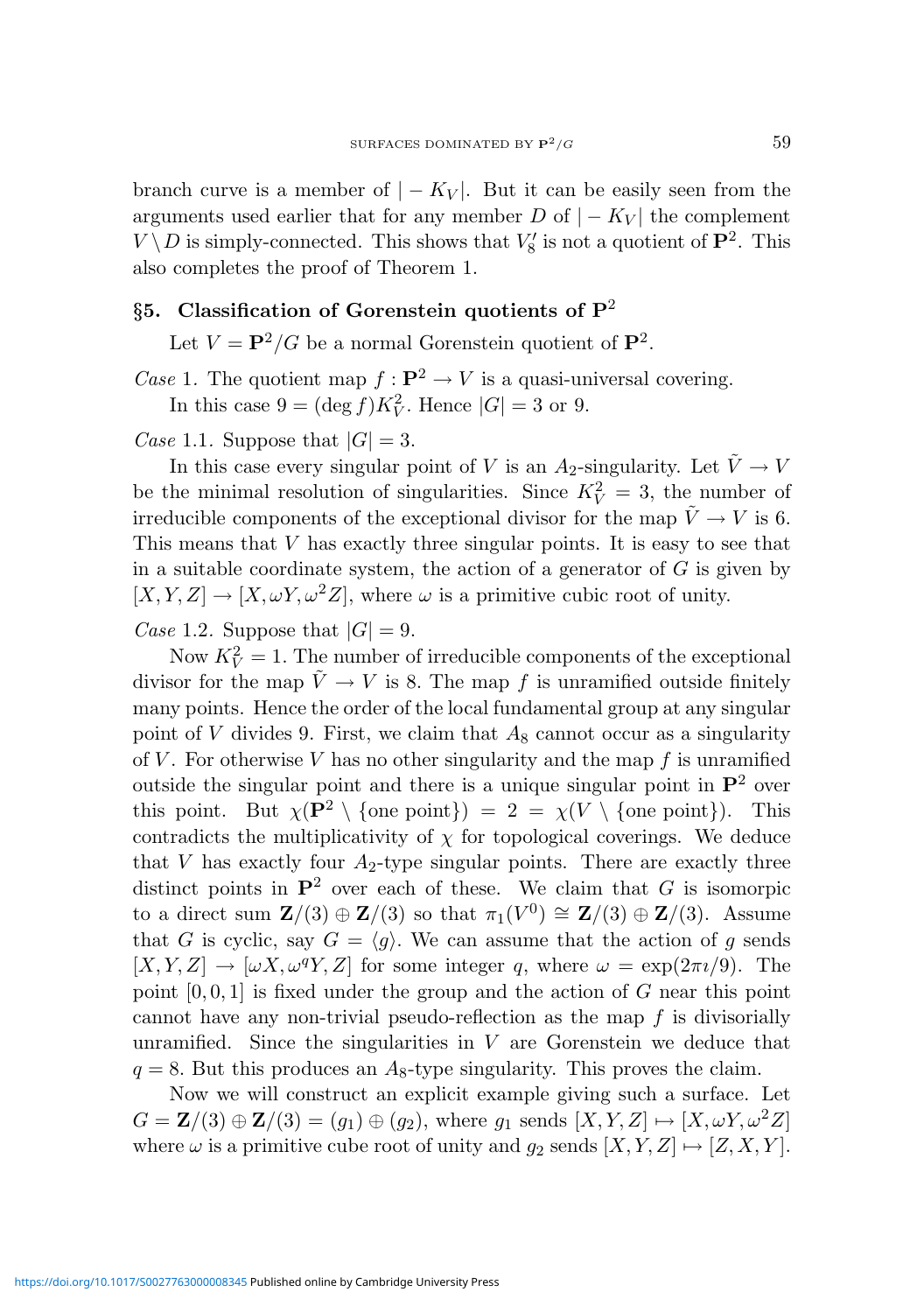branch curve is a member of $|-K_V|$. But it can be easily seen from the arguments used earlier that for any member $D$ of $|-K_V|$ the complement $V \setminus D$ is simply-connected. This shows that $V_8'$ is not a quotient of $\mathbf{P}^2$. This also completes the proof of Theorem 1.

## §5. Classification of Gorenstein quotients of $\mathbf{P}^2$

Let $V = \mathbf{P}^2/G$ be a normal Gorenstein quotient of $\mathbf{P}^2$.

*Case* 1. The quotient map $f : \mathbf{P}^2 \to V$ is a quasi-universal covering.

In this case $9 = (\deg f)K_V^2$. Hence $|G| = 3$ or 9.

*Case* 1.1. Suppose that $|G| = 3$.

In this case every singular point of $V$ is an $A_2$-singularity. Let $\tilde{V} \to V$ be the minimal resolution of singularities. Since $K_V^2 = 3$, the number of irreducible components of the exceptional divisor for the map $\tilde{V} \to V$ is 6. This means that $V$ has exactly three singular points. It is easy to see that in a suitable coordinate system, the action of a generator of $G$ is given by $[X, Y, Z] \to [X, \omega Y, \omega^2 Z]$, where $\omega$ is a primitive cubic root of unity.

*Case* 1.2. Suppose that $|G| = 9$.

Now $K_V^2 = 1$. The number of irreducible components of the exceptional divisor for the map $\tilde{V} \to V$ is 8. The map $f$ is unramified outside finitely many points. Hence the order of the local fundamental group at any singular point of $V$ divides 9. First, we claim that $A_8$ cannot occur as a singularity of $V$. For otherwise $V$ has no other singularity and the map $f$ is unramified outside the singular point and there is a unique singular point in $\mathbf{P}^2$ over this point. But $\chi(\mathbf{P}^2 \setminus \{\text{one point}\}) = 2 = \chi(V \setminus \{\text{one point}\})$. This contradicts the multiplicativity of $\chi$ for topological coverings. We deduce that $V$ has exactly four $A_2$-type singular points. There are exactly three distinct points in $\mathbf{P}^2$ over each of these. We claim that $G$ is isomorpic to a direct sum $\mathbf{Z}/(3) \oplus \mathbf{Z}/(3)$ so that $\pi_1(V^0) \cong \mathbf{Z}/(3) \oplus \mathbf{Z}/(3)$. Assume that $G$ is cyclic, say $G = \langle g \rangle$. We can assume that the action of $g$ sends $[X, Y, Z] \to [\omega X, \omega^q Y, Z]$ for some integer $q$, where $\omega = \exp(2\pi\imath/9)$. The point $[0, 0, 1]$ is fixed under the group and the action of $G$ near this point cannot have any non-trivial pseudo-reflection as the map $f$ is divisorially unramified. Since the singularities in $V$ are Gorenstein we deduce that $q = 8$. But this produces an $A_8$-type singularity. This proves the claim.

Now we will construct an explicit example giving such a surface. Let $G = \mathbf{Z}/(3) \oplus \mathbf{Z}/(3) = (g_1) \oplus (g_2)$, where $g_1$ sends $[X, Y, Z] \mapsto [X, \omega Y, \omega^2 Z]$ where $\omega$ is a primitive cube root of unity and $g_2$ sends $[X, Y, Z] \mapsto [Z, X, Y]$.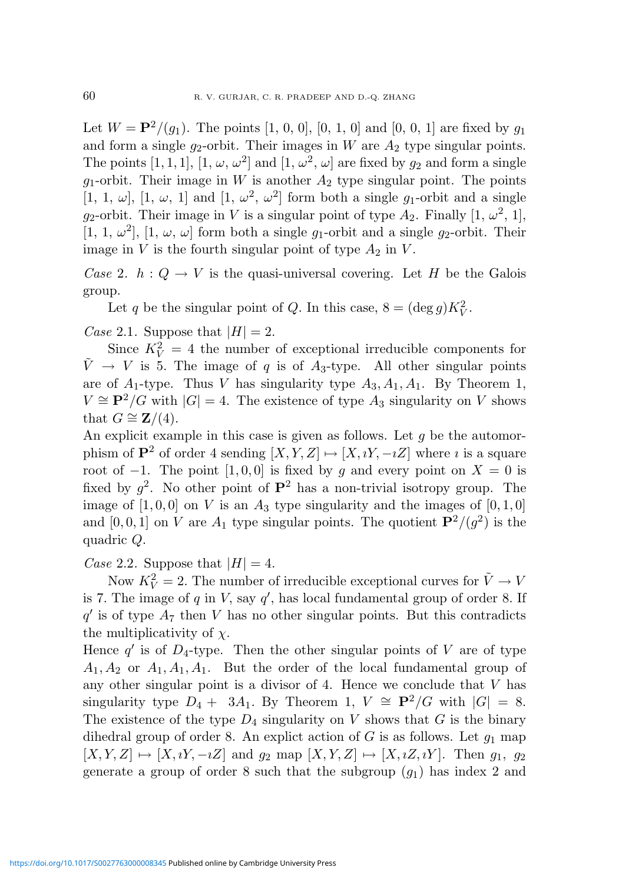Let $W = \mathbf{P}^2/(g_1)$. The points $[1, 0, 0]$, $[0, 1, 0]$ and $[0, 0, 1]$ are fixed by $g_1$ and form a single $g_2$-orbit. Their images in $W$ are $A_2$ type singular points. The points $[1, 1, 1]$, $[1, \omega, \omega^2]$ and $[1, \omega^2, \omega]$ are fixed by $g_2$ and form a single $g_1$-orbit. Their image in $W$ is another $A_2$ type singular point. The points $[1, 1, \omega]$, $[1, \omega, 1]$ and $[1, \omega^2, \omega^2]$ form both a single $g_1$-orbit and a single $g_2$-orbit. Their image in $V$ is a singular point of type $A_2$. Finally $[1, \omega^2, 1]$, $[1, 1, \omega^2]$, $[1, \omega, \omega]$ form both a single $g_1$-orbit and a single $g_2$-orbit. Their image in $V$ is the fourth singular point of type $A_2$ in $V$.

*Case* 2. $h : Q \to V$ is the quasi-universal covering. Let $H$ be the Galois group.

Let $q$ be the singular point of $Q$. In this case, $8 = (\deg g)K_V^2$.

*Case* 2.1. Suppose that $|H| = 2$.

Since $K_V^2 = 4$ the number of exceptional irreducible components for $\tilde{V} \to V$ is 5. The image of $q$ is of $A_3$-type. All other singular points are of $A_1$-type. Thus $V$ has singularity type $A_3, A_1, A_1$. By Theorem 1, $V \cong \mathbf{P}^2/G$ with $|G| = 4$. The existence of type $A_3$ singularity on $V$ shows that $G \cong \mathbf{Z}/(4)$.

An explicit example in this case is given as follows. Let $g$ be the automorphism of $\mathbf{P}^2$ of order 4 sending $[X, Y, Z] \mapsto [X, \imath Y, -\imath Z]$ where $\imath$ is a square root of $-1$. The point $[1, 0, 0]$ is fixed by $g$ and every point on $X = 0$ is fixed by $g^2$. No other point of $\mathbf{P}^2$ has a non-trivial isotropy group. The image of $[1, 0, 0]$ on $V$ is an $A_3$ type singularity and the images of $[0, 1, 0]$ and $[0, 0, 1]$ on $V$ are $A_1$ type singular points. The quotient $\mathbf{P}^2/(g^2)$ is the quadric $Q$.

*Case* 2.2. Suppose that $|H| = 4$.

Now $K_V^2 = 2$. The number of irreducible exceptional curves for $\tilde{V} \to V$ is 7. The image of $q$ in $V$, say $q'$, has local fundamental group of order 8. If $q'$ is of type $A_7$ then $V$ has no other singular points. But this contradicts the multiplicativity of $\chi$.

Hence $q'$ is of $D_4$-type. Then the other singular points of $V$ are of type $A_1, A_2$ or $A_1, A_1, A_1$. But the order of the local fundamental group of any other singular point is a divisor of 4. Hence we conclude that $V$ has singularity type $D_4 + 3A_1$. By Theorem 1, $V \cong \mathbf{P}^2/G$ with $|G| = 8$. The existence of the type $D_4$ singularity on $V$ shows that $G$ is the binary dihedral group of order 8. An explict action of $G$ is as follows. Let $g_1$ map $[X, Y, Z] \mapsto [X, \imath Y, -\imath Z]$ and $g_2$ map $[X, Y, Z] \mapsto [X, \imath Z, \imath Y]$. Then $g_1$, $g_2$ generate a group of order 8 such that the subgroup $(g_1)$ has index 2 and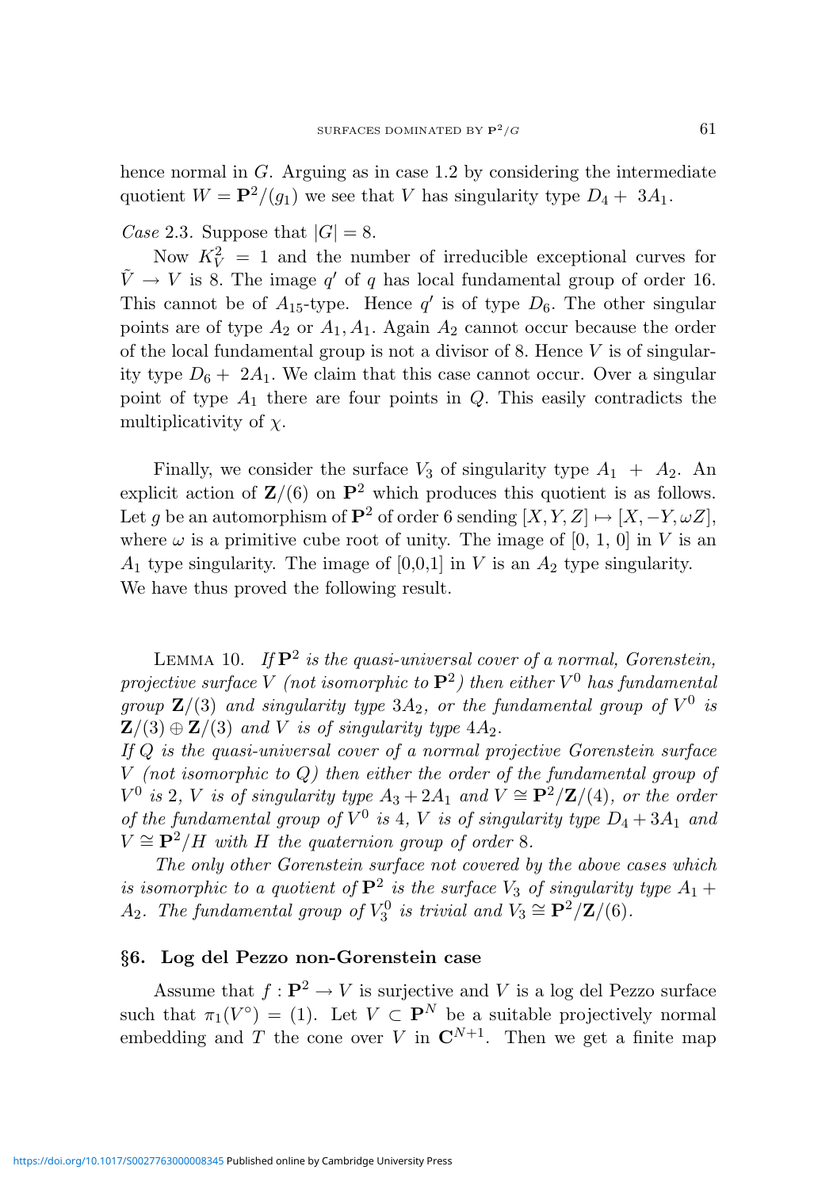hence normal in $G$. Arguing as in case 1.2 by considering the intermediate quotient $W = \mathbf{P}^2/(g_1)$ we see that $V$ has singularity type $D_4 + 3A_1$.

*Case* 2.3. Suppose that $|G| = 8$.

Now $K_V^2 = 1$ and the number of irreducible exceptional curves for $\tilde{V} \to V$ is 8. The image $q'$ of $q$ has local fundamental group of order 16. This cannot be of $A_{15}$-type. Hence $q'$ is of type $D_6$. The other singular points are of type $A_2$ or $A_1, A_1$. Again $A_2$ cannot occur because the order of the local fundamental group is not a divisor of 8. Hence $V$ is of singularity type $D_6 + 2A_1$. We claim that this case cannot occur. Over a singular point of type $A_1$ there are four points in $Q$. This easily contradicts the multiplicativity of $\chi$.

Finally, we consider the surface $V_3$ of singularity type $A_1 + A_2$. An explicit action of $\mathbf{Z}/(6)$ on $\mathbf{P}^2$ which produces this quotient is as follows. Let $g$ be an automorphism of $\mathbf{P}^2$ of order 6 sending $[X, Y, Z] \mapsto [X, -Y, \omega Z]$, where $\omega$ is a primitive cube root of unity. The image of $[0, 1, 0]$ in $V$ is an $A_1$ type singularity. The image of $[0,0,1]$ in $V$ is an $A_2$ type singularity. We have thus proved the following result.

Lemma 10. *If $\mathbf{P}^2$ is the quasi-universal cover of a normal, Gorenstein, projective surface $V$ (not isomorphic to $\mathbf{P}^2$) then either $V^0$ has fundamental group $\mathbf{Z}/(3)$ and singularity type $3A_2$, or the fundamental group of $V^0$ is $\mathbf{Z}/(3) \oplus \mathbf{Z}/(3)$ and $V$ is of singularity type $4A_2$.*
*If $Q$ is the quasi-universal cover of a normal projective Gorenstein surface $V$ (not isomorphic to $Q$) then either the order of the fundamental group of $V^0$ is 2, $V$ is of singularity type $A_3 + 2A_1$ and $V \cong \mathbf{P}^2/\mathbf{Z}/(4)$, or the order of the fundamental group of $V^0$ is 4, $V$ is of singularity type $D_4 + 3A_1$ and $V \cong \mathbf{P}^2/H$ with $H$ the quaternion group of order 8.*

*The only other Gorenstein surface not covered by the above cases which is isomorphic to a quotient of $\mathbf{P}^2$ is the surface $V_3$ of singularity type $A_1 + A_2$. The fundamental group of $V_3^0$ is trivial and $V_3 \cong \mathbf{P}^2/\mathbf{Z}/(6)$.*

## §6. Log del Pezzo non-Gorenstein case

Assume that $f : \mathbf{P}^2 \to V$ is surjective and $V$ is a log del Pezzo surface such that $\pi_1(V^\circ) = (1)$. Let $V \subset \mathbf{P}^N$ be a suitable projectively normal embedding and $T$ the cone over $V$ in $\mathbf{C}^{N+1}$. Then we get a finite map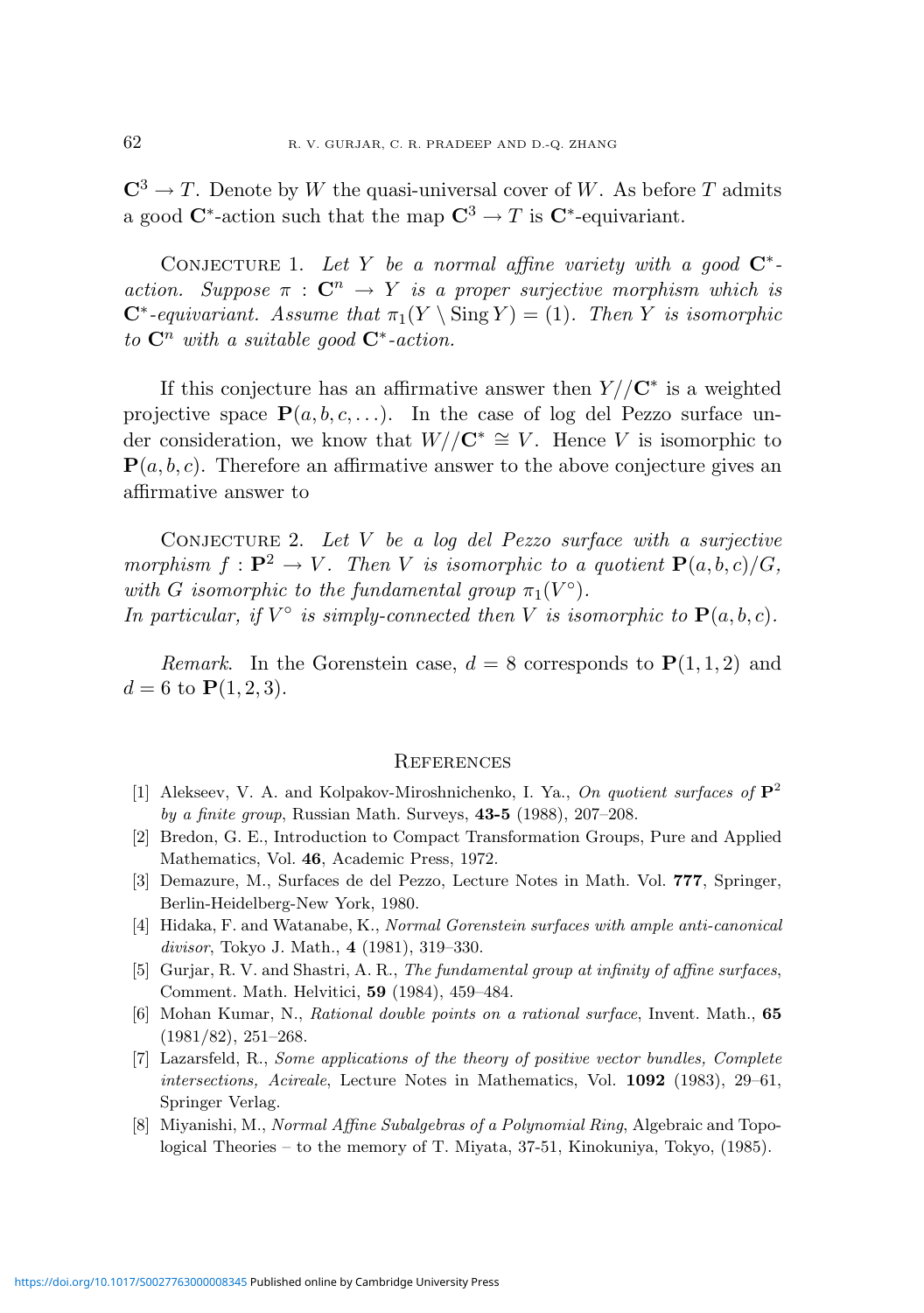$\mathbf{C}^3 \to T$. Denote by $W$ the quasi-universal cover of $W$. As before $T$ admits a good $\mathbf{C}^*$-action such that the map $\mathbf{C}^3 \to T$ is $\mathbf{C}^*$-equivariant.

Conjecture 1. *Let $Y$ be a normal affine variety with a good $\mathbf{C}^*$-action. Suppose $\pi : \mathbf{C}^n \to Y$ is a proper surjective morphism which is $\mathbf{C}^*$-equivariant. Assume that $\pi_1(Y \setminus \operatorname{Sing} Y) = (1)$. Then $Y$ is isomorphic to $\mathbf{C}^n$ with a suitable good $\mathbf{C}^*$-action.*

If this conjecture has an affirmative answer then $Y//\mathbf{C}^*$ is a weighted projective space $\mathbf{P}(a, b, c, \ldots)$. In the case of log del Pezzo surface under consideration, we know that $W//\mathbf{C}^* \cong V$. Hence $V$ is isomorphic to $\mathbf{P}(a, b, c)$. Therefore an affirmative answer to the above conjecture gives an affirmative answer to

Conjecture 2. *Let $V$ be a log del Pezzo surface with a surjective morphism $f : \mathbf{P}^2 \to V$. Then $V$ is isomorphic to a quotient $\mathbf{P}(a, b, c)/G$, with $G$ isomorphic to the fundamental group $\pi_1(V^\circ)$.*
*In particular, if $V^\circ$ is simply-connected then $V$ is isomorphic to $\mathbf{P}(a, b, c)$.*

*Remark.* In the Gorenstein case, $d = 8$ corresponds to $\mathbf{P}(1, 1, 2)$ and $d = 6$ to $\mathbf{P}(1, 2, 3)$.

## References

[1] Alekseev, V. A. and Kolpakov-Miroshnichenko, I. Ya., *On quotient surfaces of $\mathbf{P}^2$ by a finite group*, Russian Math. Surveys, **43-5** (1988), 207–208.

[2] Bredon, G. E., Introduction to Compact Transformation Groups, Pure and Applied Mathematics, Vol. **46**, Academic Press, 1972.

[3] Demazure, M., Surfaces de del Pezzo, Lecture Notes in Math. Vol. **777**, Springer, Berlin-Heidelberg-New York, 1980.

[4] Hidaka, F. and Watanabe, K., *Normal Gorenstein surfaces with ample anti-canonical divisor*, Tokyo J. Math., **4** (1981), 319–330.

[5] Gurjar, R. V. and Shastri, A. R., *The fundamental group at infinity of affine surfaces*, Comment. Math. Helvitici, **59** (1984), 459–484.

[6] Mohan Kumar, N., *Rational double points on a rational surface*, Invent. Math., **65** (1981/82), 251–268.

[7] Lazarsfeld, R., *Some applications of the theory of positive vector bundles, Complete intersections, Acireale*, Lecture Notes in Mathematics, Vol. **1092** (1983), 29–61, Springer Verlag.

[8] Miyanishi, M., *Normal Affine Subalgebras of a Polynomial Ring*, Algebraic and Topological Theories – to the memory of T. Miyata, 37-51, Kinokuniya, Tokyo, (1985).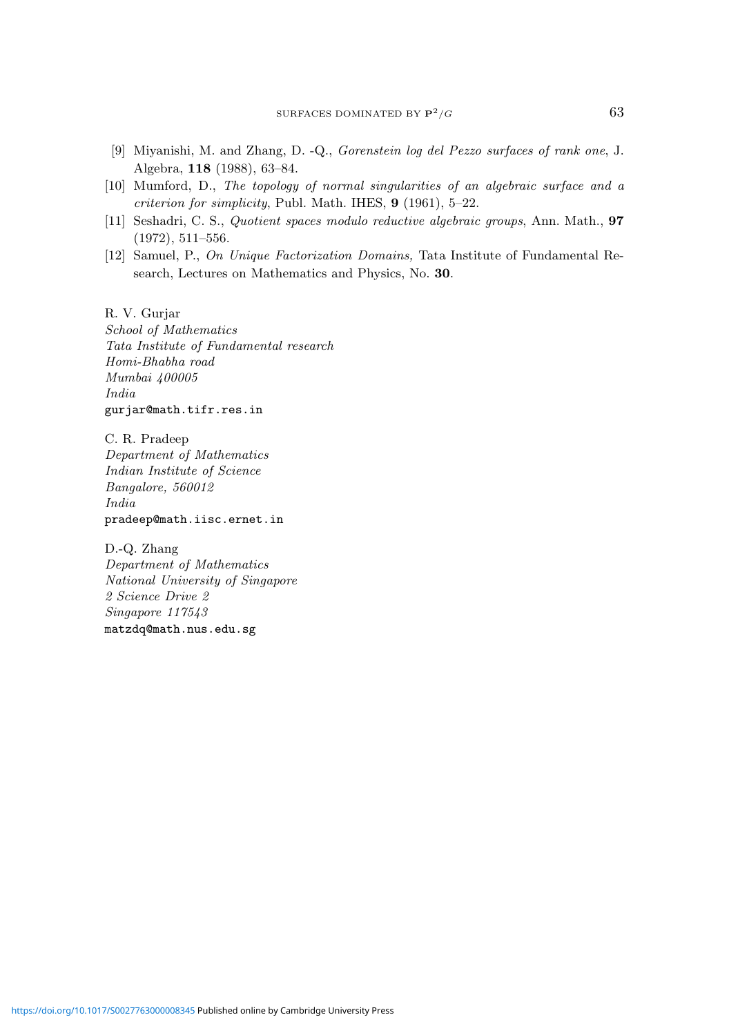[9] Miyanishi, M. and Zhang, D. -Q., *Gorenstein log del Pezzo surfaces of rank one*, J. Algebra, **118** (1988), 63–84.

[10] Mumford, D., *The topology of normal singularities of an algebraic surface and a criterion for simplicity*, Publ. Math. IHES, **9** (1961), 5–22.

[11] Seshadri, C. S., *Quotient spaces modulo reductive algebraic groups*, Ann. Math., **97** (1972), 511–556.

[12] Samuel, P., *On Unique Factorization Domains,* Tata Institute of Fundamental Research, Lectures on Mathematics and Physics, No. **30**.

R. V. Gurjar
*School of Mathematics*
*Tata Institute of Fundamental research*
*Homi-Bhabha road*
*Mumbai 400005*
*India*
gurjar@math.tifr.res.in

C. R. Pradeep
*Department of Mathematics*
*Indian Institute of Science*
*Bangalore, 560012*
*India*
pradeep@math.iisc.ernet.in

D.-Q. Zhang
*Department of Mathematics*
*National University of Singapore*
*2 Science Drive 2*
*Singapore 117543*
matzdq@math.nus.edu.sg

https://doi.org/10.1017/S0027763000008345 Published online by Cambridge University Press